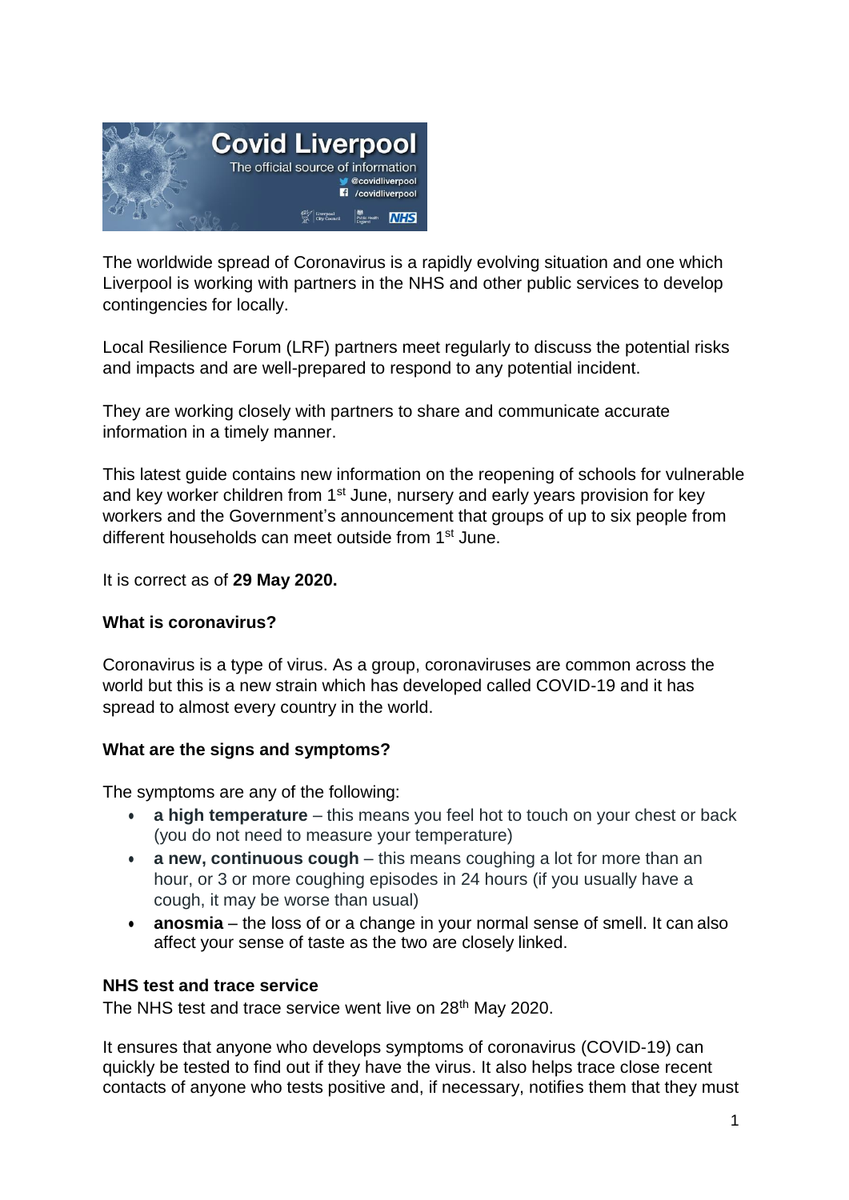The worldwide spread of Coronavirus is a rapidly evolving situation and one which Liverpool is working with partners in the NHS and other public services to develop contingencies for locally.

Local Resilience Forum (LRF) partners meet regularly to discuss the potential risks and impacts and are well-prepared to respond to any potential incident.

They are working closely with partners to share and communicate accurate information in a timely manner.

This latest guide contains new information on the reopening of schools for vulnerable and key worker children from 1st June, nursery and early years provision for key workers and the Government's announcement that groups of up to six people from different households can meet outside from 1st June.

It is correct as of **29 May 2020.**

### What is coronavirus?

Coronavirus is a type of virus. As a group, coronaviruses are common across the world but this is a new strain which has developed called COVID-19 and it has spread to almost every country in the world.

### What are the signs and symptoms?

The symptoms are any of the following:

- **a high temperature** – this means you feel hot to touch on your chest or back (you do not need to measure your temperature)
- **a new, continuous cough** – this means coughing a lot for more than an hour, or 3 or more coughing episodes in 24 hours (if you usually have a cough, it may be worse than usual)
- **anosmia** – the loss of or a change in your normal sense of smell. It can also affect your sense of taste as the two are closely linked.

### NHS test and trace service

The NHS test and trace service went live on 28th May 2020.

It ensures that anyone who develops symptoms of coronavirus (COVID-19) can quickly be tested to find out if they have the virus. It also helps trace close recent contacts of anyone who tests positive and, if necessary, notifies them that they must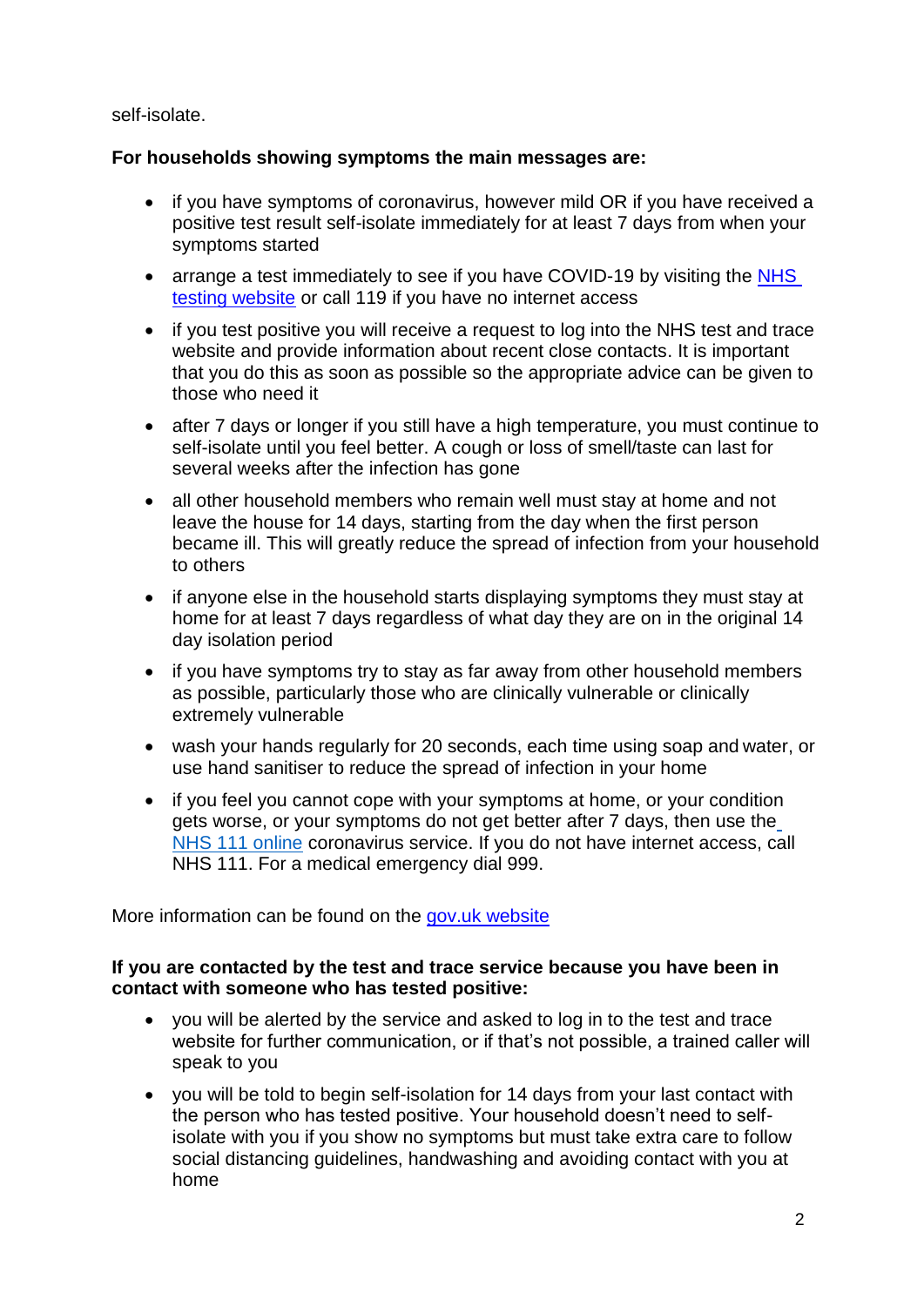self-isolate.

**For households showing symptoms the main messages are:**

- if you have symptoms of coronavirus, however mild OR if you have received a positive test result self-isolate immediately for at least 7 days from when your symptoms started
- arrange a test immediately to see if you have COVID-19 by visiting the [NHS testing website]() or call 119 if you have no internet access
- if you test positive you will receive a request to log into the NHS test and trace website and provide information about recent close contacts. It is important that you do this as soon as possible so the appropriate advice can be given to those who need it
- after 7 days or longer if you still have a high temperature, you must continue to self-isolate until you feel better. A cough or loss of smell/taste can last for several weeks after the infection has gone
- all other household members who remain well must stay at home and not leave the house for 14 days, starting from the day when the first person became ill. This will greatly reduce the spread of infection from your household to others
- if anyone else in the household starts displaying symptoms they must stay at home for at least 7 days regardless of what day they are on in the original 14 day isolation period
- if you have symptoms try to stay as far away from other household members as possible, particularly those who are clinically vulnerable or clinically extremely vulnerable
- wash your hands regularly for 20 seconds, each time using soap and water, or use hand sanitiser to reduce the spread of infection in your home
- if you feel you cannot cope with your symptoms at home, or your condition gets worse, or your symptoms do not get better after 7 days, then use the [NHS 111 online]() coronavirus service. If you do not have internet access, call NHS 111. For a medical emergency dial 999.

More information can be found on the [gov.uk website]()

**If you are contacted by the test and trace service because you have been in contact with someone who has tested positive:**

- you will be alerted by the service and asked to log in to the test and trace website for further communication, or if that's not possible, a trained caller will speak to you
- you will be told to begin self-isolation for 14 days from your last contact with the person who has tested positive. Your household doesn't need to self-isolate with you if you show no symptoms but must take extra care to follow social distancing guidelines, handwashing and avoiding contact with you at home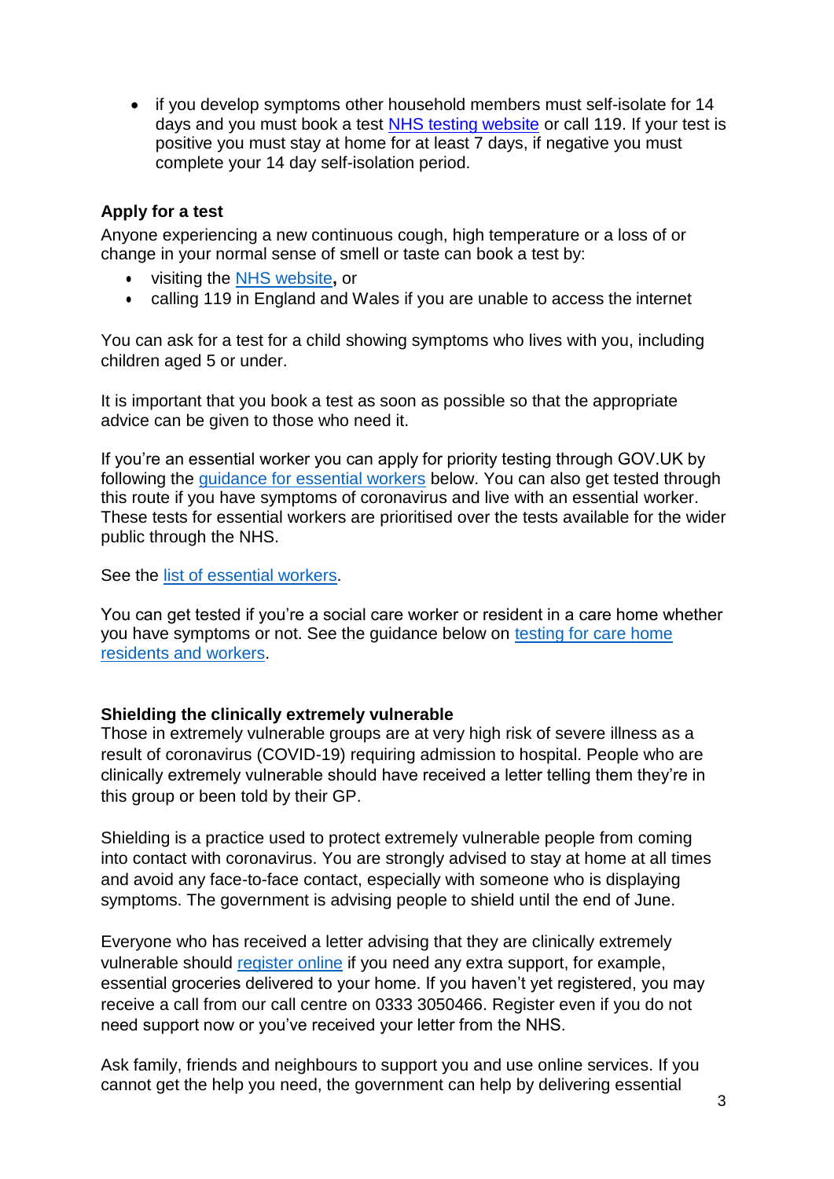- if you develop symptoms other household members must self-isolate for 14 days and you must book a test NHS testing website or call 119. If your test is positive you must stay at home for at least 7 days, if negative you must complete your 14 day self-isolation period.

**Apply for a test**

Anyone experiencing a new continuous cough, high temperature or a loss of or change in your normal sense of smell or taste can book a test by:

- visiting the NHS website**,** or
- calling 119 in England and Wales if you are unable to access the internet

You can ask for a test for a child showing symptoms who lives with you, including children aged 5 or under.

It is important that you book a test as soon as possible so that the appropriate advice can be given to those who need it.

If you're an essential worker you can apply for priority testing through GOV.UK by following the guidance for essential workers below. You can also get tested through this route if you have symptoms of coronavirus and live with an essential worker. These tests for essential workers are prioritised over the tests available for the wider public through the NHS.

See the list of essential workers.

You can get tested if you're a social care worker or resident in a care home whether you have symptoms or not. See the guidance below on testing for care home residents and workers.

**Shielding the clinically extremely vulnerable**

Those in extremely vulnerable groups are at very high risk of severe illness as a result of coronavirus (COVID-19) requiring admission to hospital. People who are clinically extremely vulnerable should have received a letter telling them they're in this group or been told by their GP.

Shielding is a practice used to protect extremely vulnerable people from coming into contact with coronavirus. You are strongly advised to stay at home at all times and avoid any face-to-face contact, especially with someone who is displaying symptoms. The government is advising people to shield until the end of June.

Everyone who has received a letter advising that they are clinically extremely vulnerable should register online if you need any extra support, for example, essential groceries delivered to your home. If you haven't yet registered, you may receive a call from our call centre on 0333 3050466. Register even if you do not need support now or you've received your letter from the NHS.

Ask family, friends and neighbours to support you and use online services. If you cannot get the help you need, the government can help by delivering essential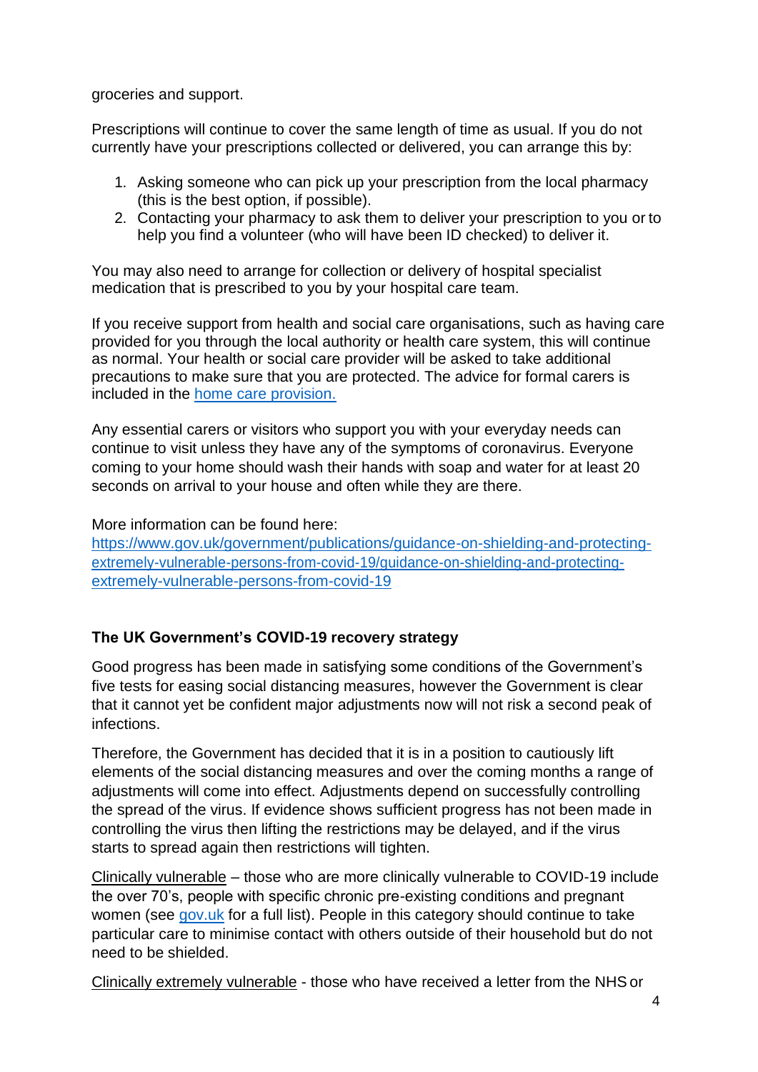groceries and support.

Prescriptions will continue to cover the same length of time as usual. If you do not currently have your prescriptions collected or delivered, you can arrange this by:

1. Asking someone who can pick up your prescription from the local pharmacy (this is the best option, if possible).
2. Contacting your pharmacy to ask them to deliver your prescription to you or to help you find a volunteer (who will have been ID checked) to deliver it.

You may also need to arrange for collection or delivery of hospital specialist medication that is prescribed to you by your hospital care team.

If you receive support from health and social care organisations, such as having care provided for you through the local authority or health care system, this will continue as normal. Your health or social care provider will be asked to take additional precautions to make sure that you are protected. The advice for formal carers is included in the [home care provision.]()

Any essential carers or visitors who support you with your everyday needs can continue to visit unless they have any of the symptoms of coronavirus. Everyone coming to your home should wash their hands with soap and water for at least 20 seconds on arrival to your house and often while they are there.

More information can be found here:
[https://www.gov.uk/government/publications/guidance-on-shielding-and-protecting-extremely-vulnerable-persons-from-covid-19/guidance-on-shielding-and-protecting-extremely-vulnerable-persons-from-covid-19](https://www.gov.uk/government/publications/guidance-on-shielding-and-protecting-extremely-vulnerable-persons-from-covid-19/guidance-on-shielding-and-protecting-extremely-vulnerable-persons-from-covid-19)

### The UK Government's COVID-19 recovery strategy

Good progress has been made in satisfying some conditions of the Government's five tests for easing social distancing measures, however the Government is clear that it cannot yet be confident major adjustments now will not risk a second peak of infections.

Therefore, the Government has decided that it is in a position to cautiously lift elements of the social distancing measures and over the coming months a range of adjustments will come into effect. Adjustments depend on successfully controlling the spread of the virus. If evidence shows sufficient progress has not been made in controlling the virus then lifting the restrictions may be delayed, and if the virus starts to spread again then restrictions will tighten.

Clinically vulnerable – those who are more clinically vulnerable to COVID-19 include the over 70's, people with specific chronic pre-existing conditions and pregnant women (see [gov.uk]() for a full list). People in this category should continue to take particular care to minimise contact with others outside of their household but do not need to be shielded.

Clinically extremely vulnerable - those who have received a letter from the NHS or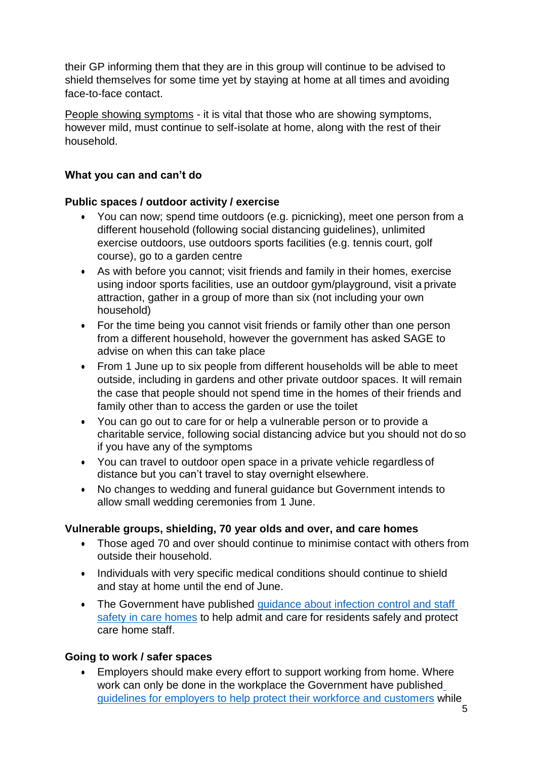their GP informing them that they are in this group will continue to be advised to shield themselves for some time yet by staying at home at all times and avoiding face-to-face contact.

People showing symptoms - it is vital that those who are showing symptoms, however mild, must continue to self-isolate at home, along with the rest of their household.

### What you can and can't do

#### Public spaces / outdoor activity / exercise

- You can now; spend time outdoors (e.g. picnicking), meet one person from a different household (following social distancing guidelines), unlimited exercise outdoors, use outdoors sports facilities (e.g. tennis court, golf course), go to a garden centre
- As with before you cannot; visit friends and family in their homes, exercise using indoor sports facilities, use an outdoor gym/playground, visit a private attraction, gather in a group of more than six (not including your own household)
- For the time being you cannot visit friends or family other than one person from a different household, however the government has asked SAGE to advise on when this can take place
- From 1 June up to six people from different households will be able to meet outside, including in gardens and other private outdoor spaces. It will remain the case that people should not spend time in the homes of their friends and family other than to access the garden or use the toilet
- You can go out to care for or help a vulnerable person or to provide a charitable service, following social distancing advice but you should not do so if you have any of the symptoms
- You can travel to outdoor open space in a private vehicle regardless of distance but you can't travel to stay overnight elsewhere.
- No changes to wedding and funeral guidance but Government intends to allow small wedding ceremonies from 1 June.

#### Vulnerable groups, shielding, 70 year olds and over, and care homes

- Those aged 70 and over should continue to minimise contact with others from outside their household.
- Individuals with very specific medical conditions should continue to shield and stay at home until the end of June.
- The Government have published guidance about infection control and staff safety in care homes to help admit and care for residents safely and protect care home staff.

#### Going to work / safer spaces

- Employers should make every effort to support working from home. Where work can only be done in the workplace the Government have published guidelines for employers to help protect their workforce and customers while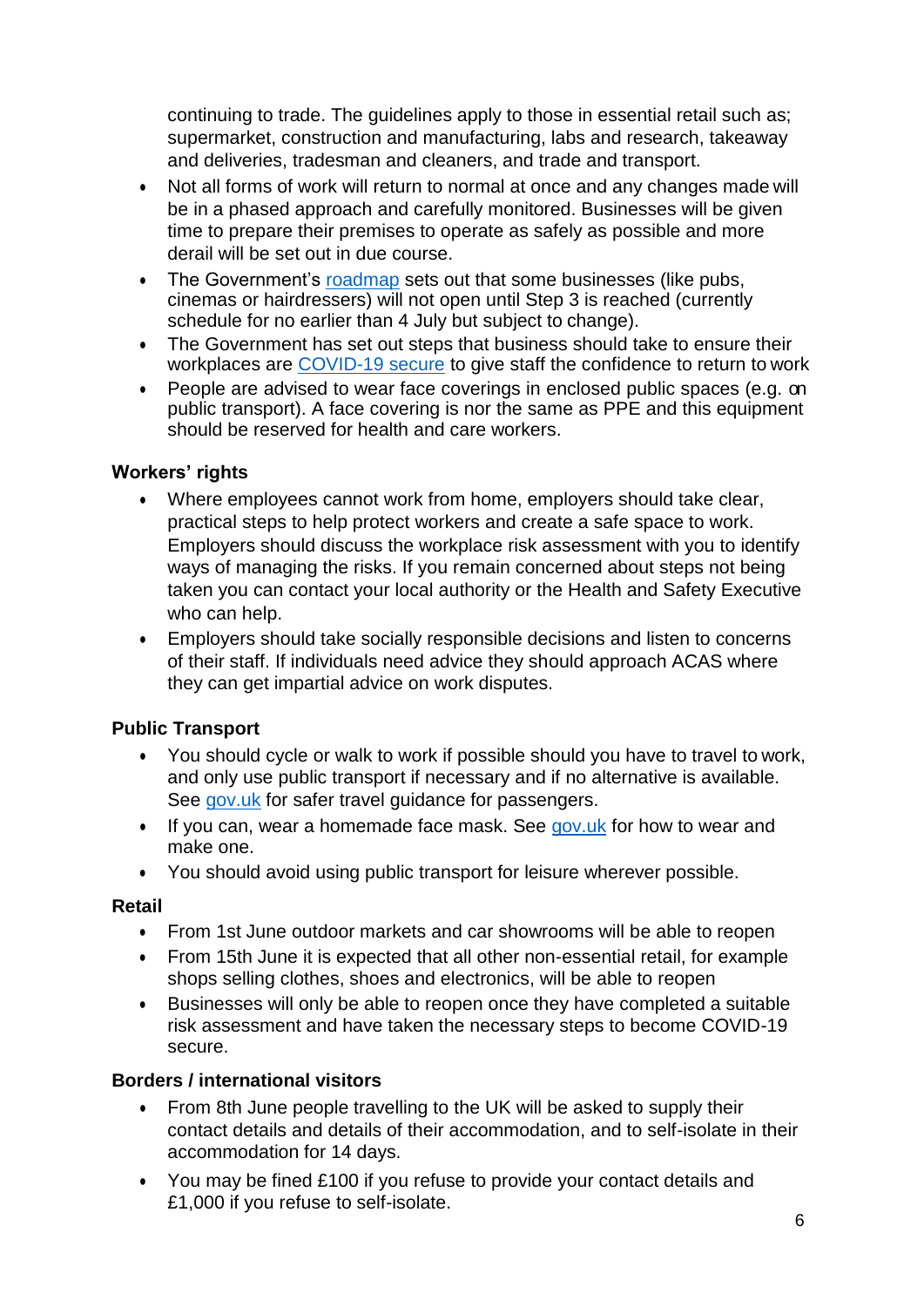continuing to trade. The guidelines apply to those in essential retail such as; supermarket, construction and manufacturing, labs and research, takeaway and deliveries, tradesman and cleaners, and trade and transport.

- Not all forms of work will return to normal at once and any changes made will be in a phased approach and carefully monitored. Businesses will be given time to prepare their premises to operate as safely as possible and more derail will be set out in due course.
- The Government's [roadmap](roadmap) sets out that some businesses (like pubs, cinemas or hairdressers) will not open until Step 3 is reached (currently schedule for no earlier than 4 July but subject to change).
- The Government has set out steps that business should take to ensure their workplaces are [COVID-19 secure](COVID-19 secure) to give staff the confidence to return to work
- People are advised to wear face coverings in enclosed public spaces (e.g. on public transport). A face covering is nor the same as PPE and this equipment should be reserved for health and care workers.

**Workers' rights**

- Where employees cannot work from home, employers should take clear, practical steps to help protect workers and create a safe space to work. Employers should discuss the workplace risk assessment with you to identify ways of managing the risks. If you remain concerned about steps not being taken you can contact your local authority or the Health and Safety Executive who can help.
- Employers should take socially responsible decisions and listen to concerns of their staff. If individuals need advice they should approach ACAS where they can get impartial advice on work disputes.

**Public Transport**

- You should cycle or walk to work if possible should you have to travel to work, and only use public transport if necessary and if no alternative is available. See [gov.uk](gov.uk) for safer travel guidance for passengers.
- If you can, wear a homemade face mask. See [gov.uk](gov.uk) for how to wear and make one.
- You should avoid using public transport for leisure wherever possible.

**Retail**

- From 1st June outdoor markets and car showrooms will be able to reopen
- From 15th June it is expected that all other non-essential retail, for example shops selling clothes, shoes and electronics, will be able to reopen
- Businesses will only be able to reopen once they have completed a suitable risk assessment and have taken the necessary steps to become COVID-19 secure.

**Borders / international visitors**

- From 8th June people travelling to the UK will be asked to supply their contact details and details of their accommodation, and to self-isolate in their accommodation for 14 days.
- You may be fined £100 if you refuse to provide your contact details and £1,000 if you refuse to self-isolate.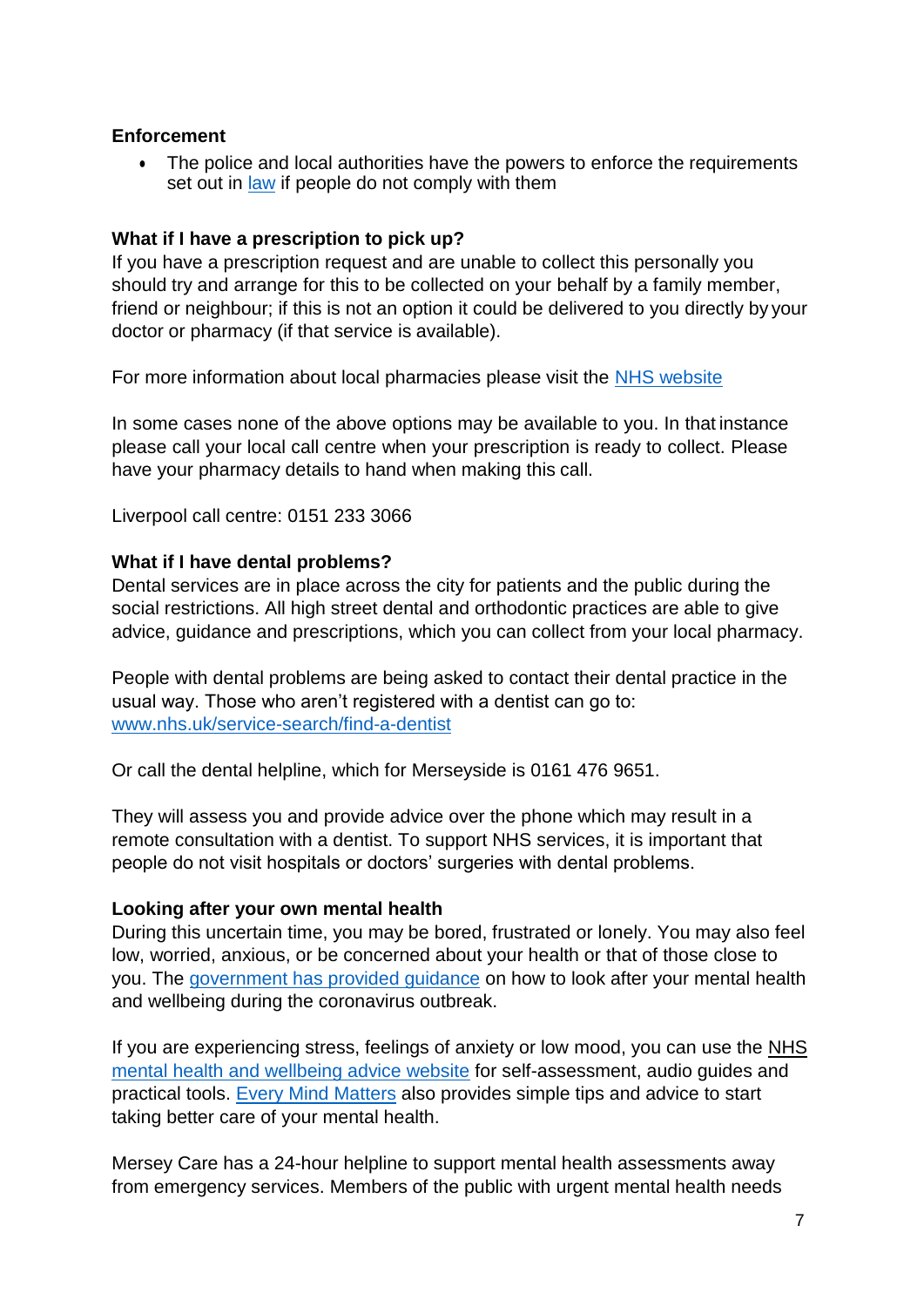**Enforcement**

- The police and local authorities have the powers to enforce the requirements set out in law if people do not comply with them

**What if I have a prescription to pick up?**

If you have a prescription request and are unable to collect this personally you should try and arrange for this to be collected on your behalf by a family member, friend or neighbour; if this is not an option it could be delivered to you directly by your doctor or pharmacy (if that service is available).

For more information about local pharmacies please visit the NHS website

In some cases none of the above options may be available to you. In that instance please call your local call centre when your prescription is ready to collect. Please have your pharmacy details to hand when making this call.

Liverpool call centre: 0151 233 3066

**What if I have dental problems?**

Dental services are in place across the city for patients and the public during the social restrictions. All high street dental and orthodontic practices are able to give advice, guidance and prescriptions, which you can collect from your local pharmacy.

People with dental problems are being asked to contact their dental practice in the usual way. Those who aren't registered with a dentist can go to: www.nhs.uk/service-search/find-a-dentist

Or call the dental helpline, which for Merseyside is 0161 476 9651.

They will assess you and provide advice over the phone which may result in a remote consultation with a dentist. To support NHS services, it is important that people do not visit hospitals or doctors' surgeries with dental problems.

**Looking after your own mental health**

During this uncertain time, you may be bored, frustrated or lonely. You may also feel low, worried, anxious, or be concerned about your health or that of those close to you. The government has provided guidance on how to look after your mental health and wellbeing during the coronavirus outbreak.

If you are experiencing stress, feelings of anxiety or low mood, you can use the NHS mental health and wellbeing advice website for self-assessment, audio guides and practical tools. Every Mind Matters also provides simple tips and advice to start taking better care of your mental health.

Mersey Care has a 24-hour helpline to support mental health assessments away from emergency services. Members of the public with urgent mental health needs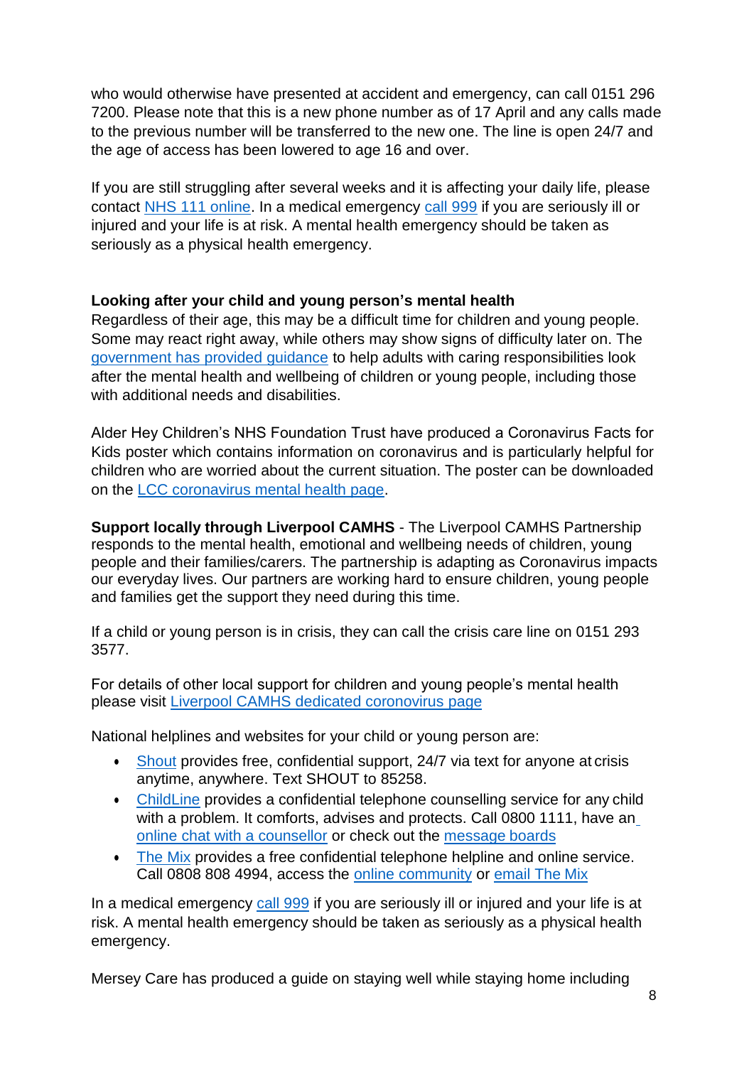who would otherwise have presented at accident and emergency, can call 0151 296 7200. Please note that this is a new phone number as of 17 April and any calls made to the previous number will be transferred to the new one. The line is open 24/7 and the age of access has been lowered to age 16 and over.

If you are still struggling after several weeks and it is affecting your daily life, please contact NHS 111 online. In a medical emergency call 999 if you are seriously ill or injured and your life is at risk. A mental health emergency should be taken as seriously as a physical health emergency.

**Looking after your child and young person's mental health**

Regardless of their age, this may be a difficult time for children and young people. Some may react right away, while others may show signs of difficulty later on. The government has provided guidance to help adults with caring responsibilities look after the mental health and wellbeing of children or young people, including those with additional needs and disabilities.

Alder Hey Children's NHS Foundation Trust have produced a Coronavirus Facts for Kids poster which contains information on coronavirus and is particularly helpful for children who are worried about the current situation. The poster can be downloaded on the LCC coronavirus mental health page.

**Support locally through Liverpool CAMHS** - The Liverpool CAMHS Partnership responds to the mental health, emotional and wellbeing needs of children, young people and their families/carers. The partnership is adapting as Coronavirus impacts our everyday lives. Our partners are working hard to ensure children, young people and families get the support they need during this time.

If a child or young person is in crisis, they can call the crisis care line on 0151 293 3577.

For details of other local support for children and young people's mental health please visit Liverpool CAMHS dedicated coronovirus page

National helplines and websites for your child or young person are:

- Shout provides free, confidential support, 24/7 via text for anyone at crisis anytime, anywhere. Text SHOUT to 85258.
- ChildLine provides a confidential telephone counselling service for any child with a problem. It comforts, advises and protects. Call 0800 1111, have an online chat with a counsellor or check out the message boards
- The Mix provides a free confidential telephone helpline and online service. Call 0808 808 4994, access the online community or email The Mix

In a medical emergency call 999 if you are seriously ill or injured and your life is at risk. A mental health emergency should be taken as seriously as a physical health emergency.

Mersey Care has produced a guide on staying well while staying home including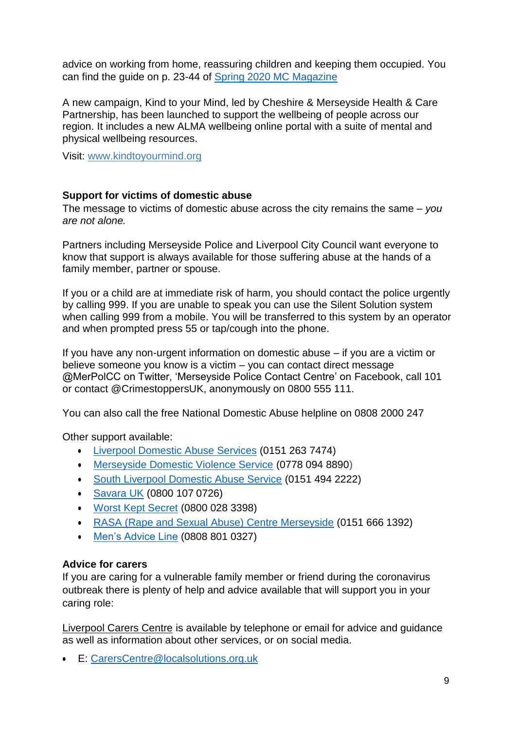advice on working from home, reassuring children and keeping them occupied. You can find the guide on p. 23-44 of [Spring 2020 MC Magazine]

A new campaign, Kind to your Mind, led by Cheshire & Merseyside Health & Care Partnership, has been launched to support the wellbeing of people across our region. It includes a new ALMA wellbeing online portal with a suite of mental and physical wellbeing resources.

Visit: www.kindtoyourmind.org

### Support for victims of domestic abuse

The message to victims of domestic abuse across the city remains the same – *you are not alone.*

Partners including Merseyside Police and Liverpool City Council want everyone to know that support is always available for those suffering abuse at the hands of a family member, partner or spouse.

If you or a child are at immediate risk of harm, you should contact the police urgently by calling 999. If you are unable to speak you can use the Silent Solution system when calling 999 from a mobile. You will be transferred to this system by an operator and when prompted press 55 or tap/cough into the phone.

If you have any non-urgent information on domestic abuse – if you are a victim or believe someone you know is a victim – you can contact direct message @MerPolCC on Twitter, 'Merseyside Police Contact Centre' on Facebook, call 101 or contact @CrimestoppersUK, anonymously on 0800 555 111.

You can also call the free National Domestic Abuse helpline on 0808 2000 247

Other support available:

- Liverpool Domestic Abuse Services (0151 263 7474)
- Merseyside Domestic Violence Service (0778 094 8890)
- South Liverpool Domestic Abuse Service (0151 494 2222)
- Savara UK (0800 107 0726)
- Worst Kept Secret (0800 028 3398)
- RASA (Rape and Sexual Abuse) Centre Merseyside (0151 666 1392)
- Men's Advice Line (0808 801 0327)

### Advice for carers

If you are caring for a vulnerable family member or friend during the coronavirus outbreak there is plenty of help and advice available that will support you in your caring role:

Liverpool Carers Centre is available by telephone or email for advice and guidance as well as information about other services, or on social media.

- E: CarersCentre@localsolutions.org.uk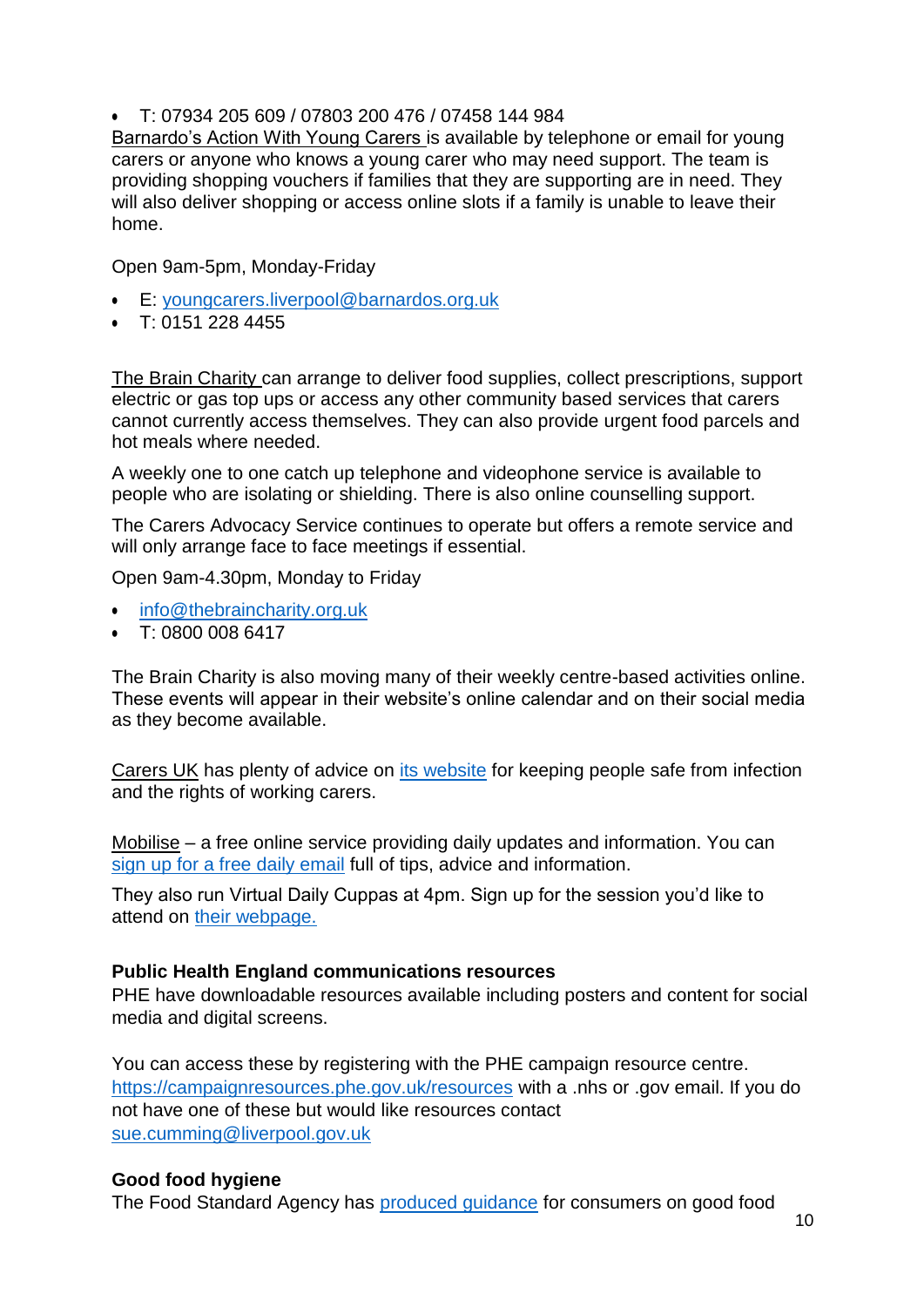- T: 07934 205 609 / 07803 200 476 / 07458 144 984

Barnardo's Action With Young Carers is available by telephone or email for young carers or anyone who knows a young carer who may need support. The team is providing shopping vouchers if families that they are supporting are in need. They will also deliver shopping or access online slots if a family is unable to leave their home.

Open 9am-5pm, Monday-Friday

- E: youngcarers.liverpool@barnardos.org.uk
- T: 0151 228 4455

The Brain Charity can arrange to deliver food supplies, collect prescriptions, support electric or gas top ups or access any other community based services that carers cannot currently access themselves. They can also provide urgent food parcels and hot meals where needed.

A weekly one to one catch up telephone and videophone service is available to people who are isolating or shielding. There is also online counselling support.

The Carers Advocacy Service continues to operate but offers a remote service and will only arrange face to face meetings if essential.

Open 9am-4.30pm, Monday to Friday

- info@thebraincharity.org.uk
- T: 0800 008 6417

The Brain Charity is also moving many of their weekly centre-based activities online. These events will appear in their website's online calendar and on their social media as they become available.

Carers UK has plenty of advice on its website for keeping people safe from infection and the rights of working carers.

Mobilise – a free online service providing daily updates and information. You can sign up for a free daily email full of tips, advice and information.

They also run Virtual Daily Cuppas at 4pm. Sign up for the session you'd like to attend on their webpage.

**Public Health England communications resources**

PHE have downloadable resources available including posters and content for social media and digital screens.

You can access these by registering with the PHE campaign resource centre. https://campaignresources.phe.gov.uk/resources with a .nhs or .gov email. If you do not have one of these but would like resources contact sue.cumming@liverpool.gov.uk

**Good food hygiene**

The Food Standard Agency has produced guidance for consumers on good food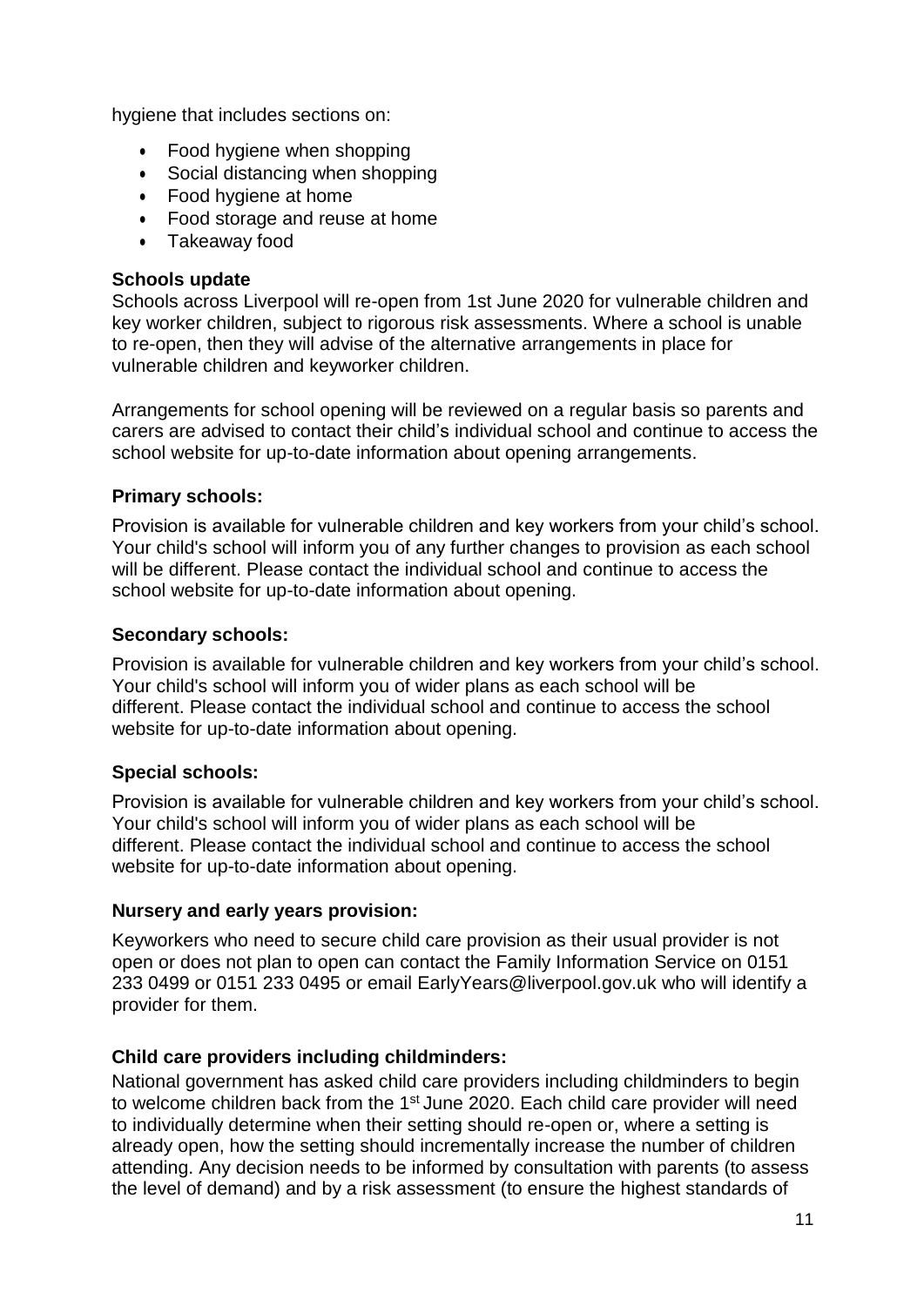hygiene that includes sections on:

- Food hygiene when shopping
- Social distancing when shopping
- Food hygiene at home
- Food storage and reuse at home
- Takeaway food

**Schools update**

Schools across Liverpool will re-open from 1st June 2020 for vulnerable children and key worker children, subject to rigorous risk assessments. Where a school is unable to re-open, then they will advise of the alternative arrangements in place for vulnerable children and keyworker children.

Arrangements for school opening will be reviewed on a regular basis so parents and carers are advised to contact their child's individual school and continue to access the school website for up-to-date information about opening arrangements.

**Primary schools:**

Provision is available for vulnerable children and key workers from your child's school. Your child's school will inform you of any further changes to provision as each school will be different. Please contact the individual school and continue to access the school website for up-to-date information about opening.

**Secondary schools:**

Provision is available for vulnerable children and key workers from your child's school. Your child's school will inform you of wider plans as each school will be different. Please contact the individual school and continue to access the school website for up-to-date information about opening.

**Special schools:**

Provision is available for vulnerable children and key workers from your child's school. Your child's school will inform you of wider plans as each school will be different. Please contact the individual school and continue to access the school website for up-to-date information about opening.

**Nursery and early years provision:**

Keyworkers who need to secure child care provision as their usual provider is not open or does not plan to open can contact the Family Information Service on 0151 233 0499 or 0151 233 0495 or email EarlyYears@liverpool.gov.uk who will identify a provider for them.

**Child care providers including childminders:**

National government has asked child care providers including childminders to begin to welcome children back from the 1st June 2020. Each child care provider will need to individually determine when their setting should re-open or, where a setting is already open, how the setting should incrementally increase the number of children attending. Any decision needs to be informed by consultation with parents (to assess the level of demand) and by a risk assessment (to ensure the highest standards of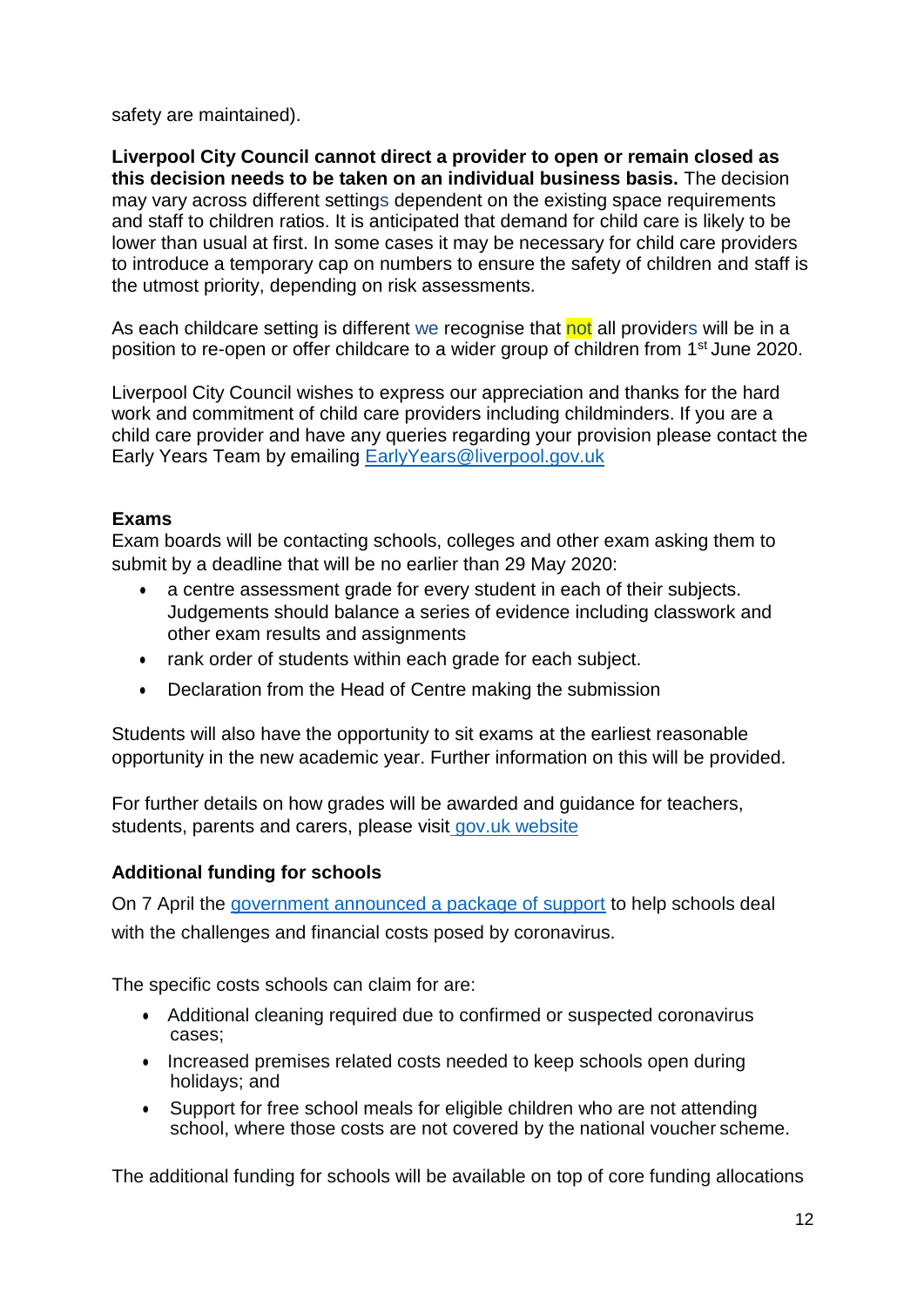safety are maintained).

**Liverpool City Council cannot direct a provider to open or remain closed as this decision needs to be taken on an individual business basis.** The decision may vary across different settings dependent on the existing space requirements and staff to children ratios. It is anticipated that demand for child care is likely to be lower than usual at first. In some cases it may be necessary for child care providers to introduce a temporary cap on numbers to ensure the safety of children and staff is the utmost priority, depending on risk assessments.

As each childcare setting is different we recognise that not all providers will be in a position to re-open or offer childcare to a wider group of children from 1st June 2020.

Liverpool City Council wishes to express our appreciation and thanks for the hard work and commitment of child care providers including childminders. If you are a child care provider and have any queries regarding your provision please contact the Early Years Team by emailing [EarlyYears@liverpool.gov.uk](mailto:EarlyYears@liverpool.gov.uk)

**Exams**

Exam boards will be contacting schools, colleges and other exam asking them to submit by a deadline that will be no earlier than 29 May 2020:

- a centre assessment grade for every student in each of their subjects. Judgements should balance a series of evidence including classwork and other exam results and assignments
- rank order of students within each grade for each subject.
- Declaration from the Head of Centre making the submission

Students will also have the opportunity to sit exams at the earliest reasonable opportunity in the new academic year. Further information on this will be provided.

For further details on how grades will be awarded and guidance for teachers, students, parents and carers, please visit gov.uk website

**Additional funding for schools**

On 7 April the government announced a package of support to help schools deal with the challenges and financial costs posed by coronavirus.

The specific costs schools can claim for are:

- Additional cleaning required due to confirmed or suspected coronavirus cases;
- Increased premises related costs needed to keep schools open during holidays; and
- Support for free school meals for eligible children who are not attending school, where those costs are not covered by the national voucher scheme.

The additional funding for schools will be available on top of core funding allocations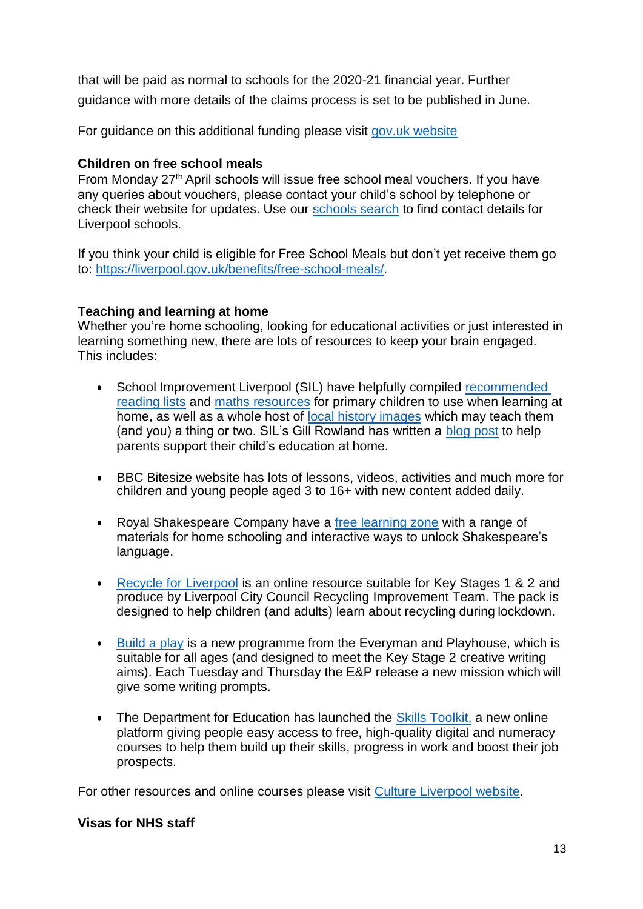that will be paid as normal to schools for the 2020-21 financial year. Further guidance with more details of the claims process is set to be published in June.

For guidance on this additional funding please visit [gov.uk website]()

**Children on free school meals**

From Monday 27th April schools will issue free school meal vouchers. If you have any queries about vouchers, please contact your child's school by telephone or check their website for updates. Use our [schools search]() to find contact details for Liverpool schools.

If you think your child is eligible for Free School Meals but don't yet receive them go to: [https://liverpool.gov.uk/benefits/free-school-meals/](https://liverpool.gov.uk/benefits/free-school-meals/).

**Teaching and learning at home**

Whether you're home schooling, looking for educational activities or just interested in learning something new, there are lots of resources to keep your brain engaged. This includes:

- School Improvement Liverpool (SIL) have helpfully compiled [recommended reading lists]() and [maths resources]() for primary children to use when learning at home, as well as a whole host of [local history images]() which may teach them (and you) a thing or two. SIL's Gill Rowland has written a [blog post]() to help parents support their child's education at home.
- BBC Bitesize website has lots of lessons, videos, activities and much more for children and young people aged 3 to 16+ with new content added daily.
- Royal Shakespeare Company have a [free learning zone]() with a range of materials for home schooling and interactive ways to unlock Shakespeare's language.
- [Recycle for Liverpool]() is an online resource suitable for Key Stages 1 & 2 and produce by Liverpool City Council Recycling Improvement Team. The pack is designed to help children (and adults) learn about recycling during lockdown.
- [Build a play]() is a new programme from the Everyman and Playhouse, which is suitable for all ages (and designed to meet the Key Stage 2 creative writing aims). Each Tuesday and Thursday the E&P release a new mission which will give some writing prompts.
- The Department for Education has launched the [Skills Toolkit,]() a new online platform giving people easy access to free, high-quality digital and numeracy courses to help them build up their skills, progress in work and boost their job prospects.

For other resources and online courses please visit [Culture Liverpool website]().

**Visas for NHS staff**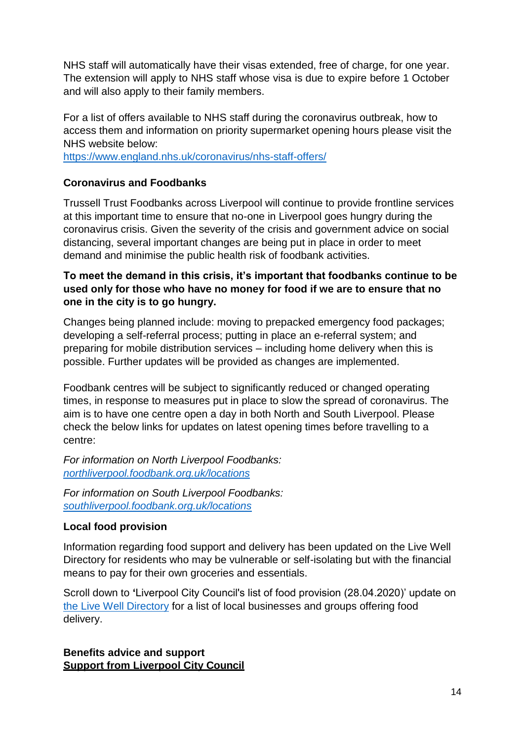NHS staff will automatically have their visas extended, free of charge, for one year. The extension will apply to NHS staff whose visa is due to expire before 1 October and will also apply to their family members.

For a list of offers available to NHS staff during the coronavirus outbreak, how to access them and information on priority supermarket opening hours please visit the NHS website below:
https://www.england.nhs.uk/coronavirus/nhs-staff-offers/

**Coronavirus and Foodbanks**

Trussell Trust Foodbanks across Liverpool will continue to provide frontline services at this important time to ensure that no-one in Liverpool goes hungry during the coronavirus crisis. Given the severity of the crisis and government advice on social distancing, several important changes are being put in place in order to meet demand and minimise the public health risk of foodbank activities.

**To meet the demand in this crisis, it's important that foodbanks continue to be used only for those who have no money for food if we are to ensure that no one in the city is to go hungry.**

Changes being planned include: moving to prepacked emergency food packages; developing a self-referral process; putting in place an e-referral system; and preparing for mobile distribution services – including home delivery when this is possible. Further updates will be provided as changes are implemented.

Foodbank centres will be subject to significantly reduced or changed operating times, in response to measures put in place to slow the spread of coronavirus. The aim is to have one centre open a day in both North and South Liverpool. Please check the below links for updates on latest opening times before travelling to a centre:

*For information on North Liverpool Foodbanks:*
*northliverpool.foodbank.org.uk/locations*

*For information on South Liverpool Foodbanks:*
*southliverpool.foodbank.org.uk/locations*

**Local food provision**

Information regarding food support and delivery has been updated on the Live Well Directory for residents who may be vulnerable or self-isolating but with the financial means to pay for their own groceries and essentials.

Scroll down to 'Liverpool City Council's list of food provision (28.04.2020)' update on the Live Well Directory for a list of local businesses and groups offering food delivery.

**Benefits advice and support**
**Support from Liverpool City Council**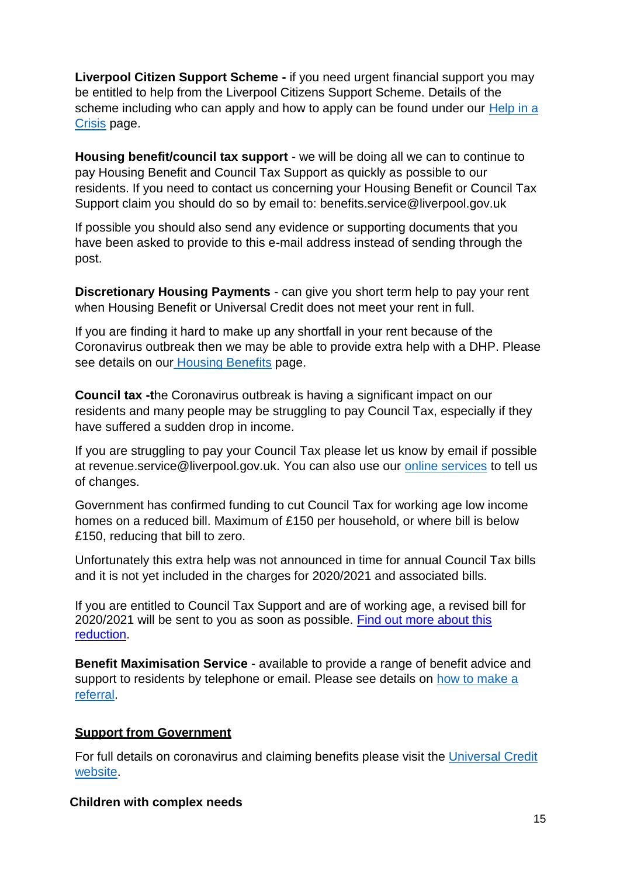**Liverpool Citizen Support Scheme -** if you need urgent financial support you may be entitled to help from the Liverpool Citizens Support Scheme. Details of the scheme including who can apply and how to apply can be found under our Help in a Crisis page.

**Housing benefit/council tax support** - we will be doing all we can to continue to pay Housing Benefit and Council Tax Support as quickly as possible to our residents. If you need to contact us concerning your Housing Benefit or Council Tax Support claim you should do so by email to: benefits.service@liverpool.gov.uk

If possible you should also send any evidence or supporting documents that you have been asked to provide to this e-mail address instead of sending through the post.

**Discretionary Housing Payments** - can give you short term help to pay your rent when Housing Benefit or Universal Credit does not meet your rent in full.

If you are finding it hard to make up any shortfall in your rent because of the Coronavirus outbreak then we may be able to provide extra help with a DHP. Please see details on our Housing Benefits page.

**Council tax -t**he Coronavirus outbreak is having a significant impact on our residents and many people may be struggling to pay Council Tax, especially if they have suffered a sudden drop in income.

If you are struggling to pay your Council Tax please let us know by email if possible at revenue.service@liverpool.gov.uk. You can also use our online services to tell us of changes.

Government has confirmed funding to cut Council Tax for working age low income homes on a reduced bill. Maximum of £150 per household, or where bill is below £150, reducing that bill to zero.

Unfortunately this extra help was not announced in time for annual Council Tax bills and it is not yet included in the charges for 2020/2021 and associated bills.

If you are entitled to Council Tax Support and are of working age, a revised bill for 2020/2021 will be sent to you as soon as possible. Find out more about this reduction.

**Benefit Maximisation Service** - available to provide a range of benefit advice and support to residents by telephone or email. Please see details on how to make a referral.

**Support from Government**

For full details on coronavirus and claiming benefits please visit the Universal Credit website.

**Children with complex needs**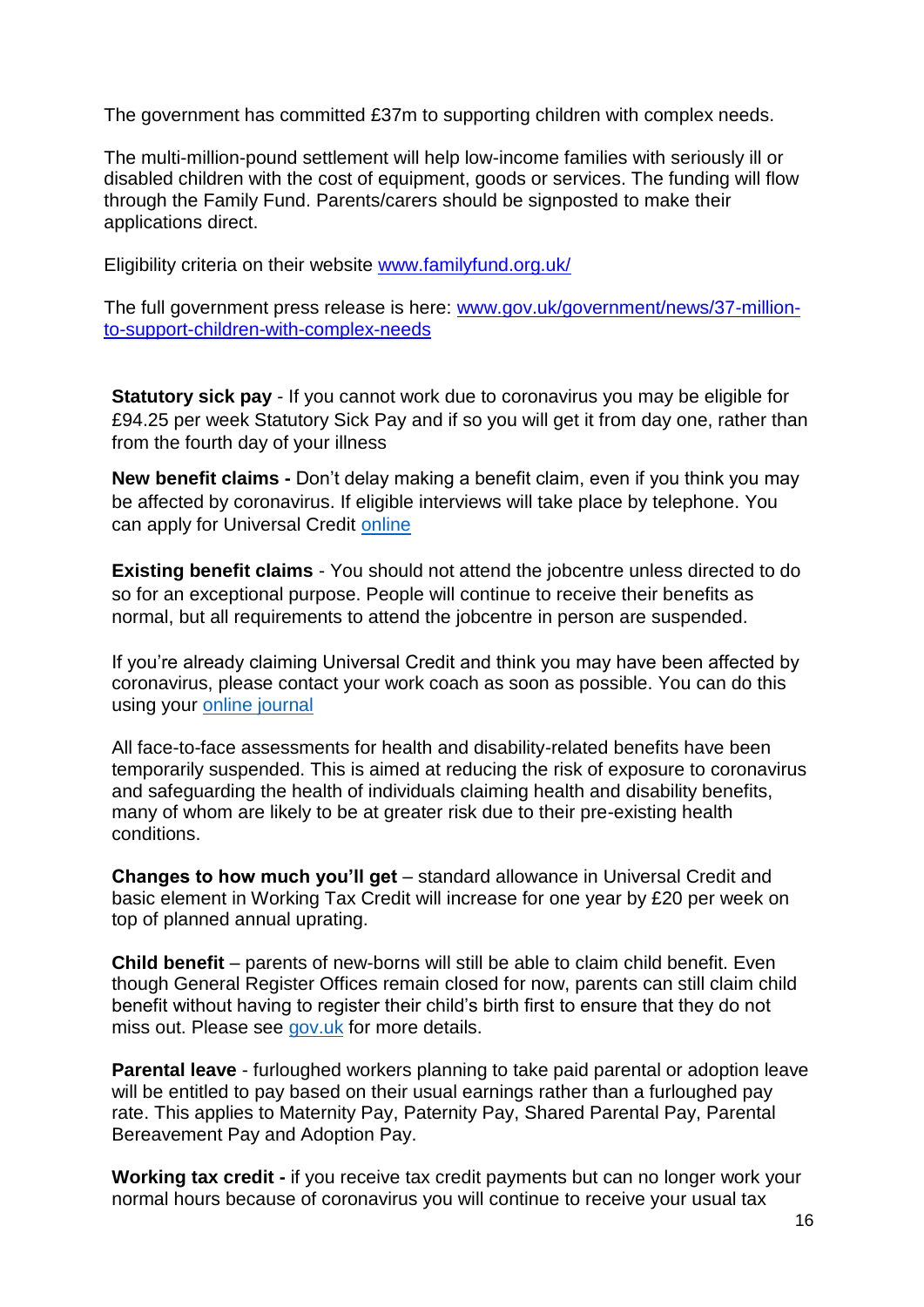The government has committed £37m to supporting children with complex needs.

The multi-million-pound settlement will help low-income families with seriously ill or disabled children with the cost of equipment, goods or services. The funding will flow through the Family Fund. Parents/carers should be signposted to make their applications direct.

Eligibility criteria on their website [www.familyfund.org.uk/](www.familyfund.org.uk/)

The full government press release is here: [www.gov.uk/government/news/37-million-to-support-children-with-complex-needs](www.gov.uk/government/news/37-million-to-support-children-with-complex-needs)

**Statutory sick pay** - If you cannot work due to coronavirus you may be eligible for £94.25 per week Statutory Sick Pay and if so you will get it from day one, rather than from the fourth day of your illness

**New benefit claims -** Don't delay making a benefit claim, even if you think you may be affected by coronavirus. If eligible interviews will take place by telephone. You can apply for Universal Credit online

**Existing benefit claims** - You should not attend the jobcentre unless directed to do so for an exceptional purpose. People will continue to receive their benefits as normal, but all requirements to attend the jobcentre in person are suspended.

If you're already claiming Universal Credit and think you may have been affected by coronavirus, please contact your work coach as soon as possible. You can do this using your online journal

All face-to-face assessments for health and disability-related benefits have been temporarily suspended. This is aimed at reducing the risk of exposure to coronavirus and safeguarding the health of individuals claiming health and disability benefits, many of whom are likely to be at greater risk due to their pre-existing health conditions.

**Changes to how much you'll get** – standard allowance in Universal Credit and basic element in Working Tax Credit will increase for one year by £20 per week on top of planned annual uprating.

**Child benefit** – parents of new-borns will still be able to claim child benefit. Even though General Register Offices remain closed for now, parents can still claim child benefit without having to register their child's birth first to ensure that they do not miss out. Please see gov.uk for more details.

**Parental leave** - furloughed workers planning to take paid parental or adoption leave will be entitled to pay based on their usual earnings rather than a furloughed pay rate. This applies to Maternity Pay, Paternity Pay, Shared Parental Pay, Parental Bereavement Pay and Adoption Pay.

**Working tax credit -** if you receive tax credit payments but can no longer work your normal hours because of coronavirus you will continue to receive your usual tax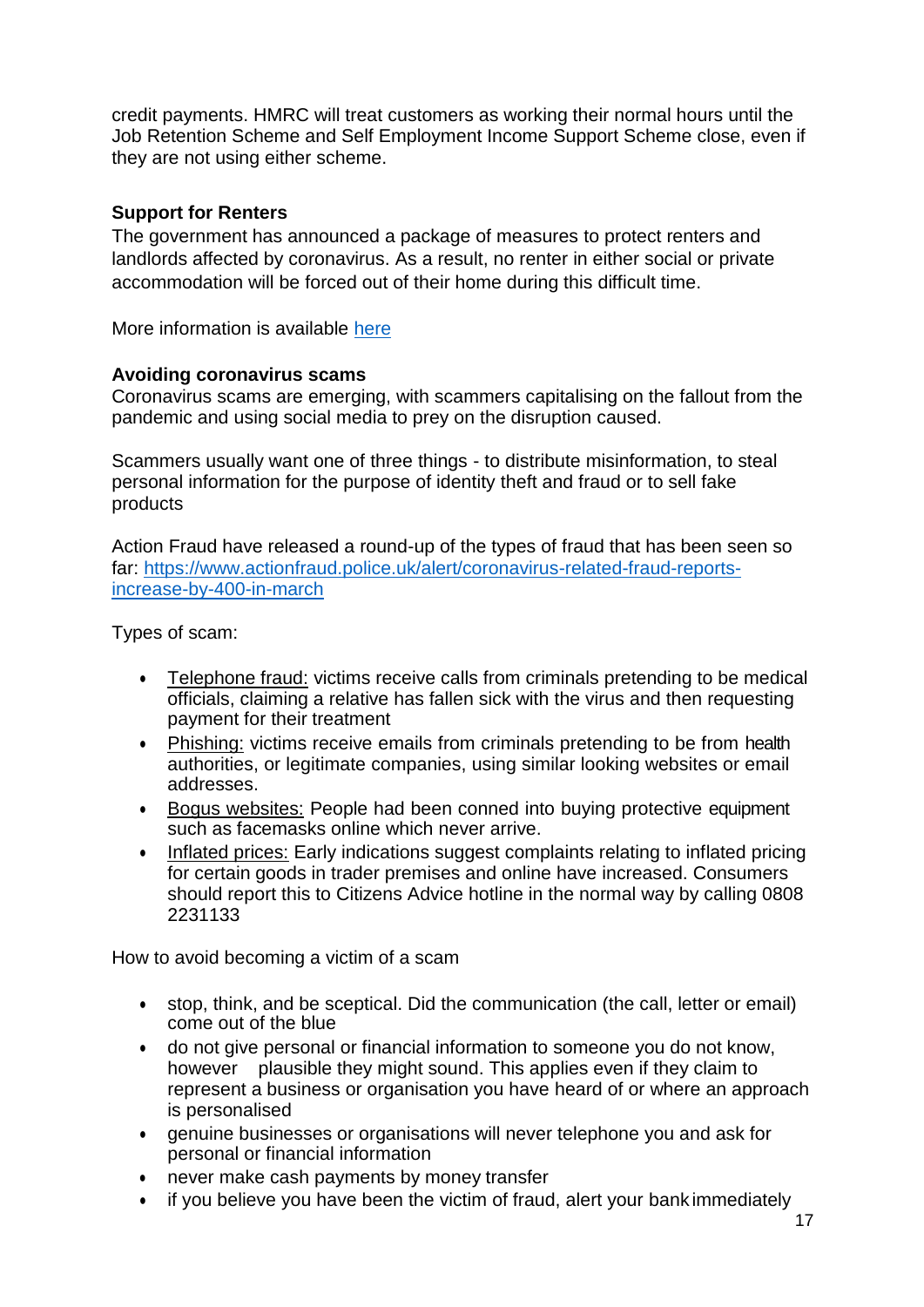credit payments. HMRC will treat customers as working their normal hours until the Job Retention Scheme and Self Employment Income Support Scheme close, even if they are not using either scheme.

**Support for Renters**

The government has announced a package of measures to protect renters and landlords affected by coronavirus. As a result, no renter in either social or private accommodation will be forced out of their home during this difficult time.

More information is available here

**Avoiding coronavirus scams**

Coronavirus scams are emerging, with scammers capitalising on the fallout from the pandemic and using social media to prey on the disruption caused.

Scammers usually want one of three things - to distribute misinformation, to steal personal information for the purpose of identity theft and fraud or to sell fake products

Action Fraud have released a round-up of the types of fraud that has been seen so far: https://www.actionfraud.police.uk/alert/coronavirus-related-fraud-reports-increase-by-400-in-march

Types of scam:

- Telephone fraud: victims receive calls from criminals pretending to be medical officials, claiming a relative has fallen sick with the virus and then requesting payment for their treatment
- Phishing: victims receive emails from criminals pretending to be from health authorities, or legitimate companies, using similar looking websites or email addresses.
- Bogus websites: People had been conned into buying protective equipment such as facemasks online which never arrive.
- Inflated prices: Early indications suggest complaints relating to inflated pricing for certain goods in trader premises and online have increased. Consumers should report this to Citizens Advice hotline in the normal way by calling 0808 2231133

How to avoid becoming a victim of a scam

- stop, think, and be sceptical. Did the communication (the call, letter or email) come out of the blue
- do not give personal or financial information to someone you do not know, however plausible they might sound. This applies even if they claim to represent a business or organisation you have heard of or where an approach is personalised
- genuine businesses or organisations will never telephone you and ask for personal or financial information
- never make cash payments by money transfer
- if you believe you have been the victim of fraud, alert your bank immediately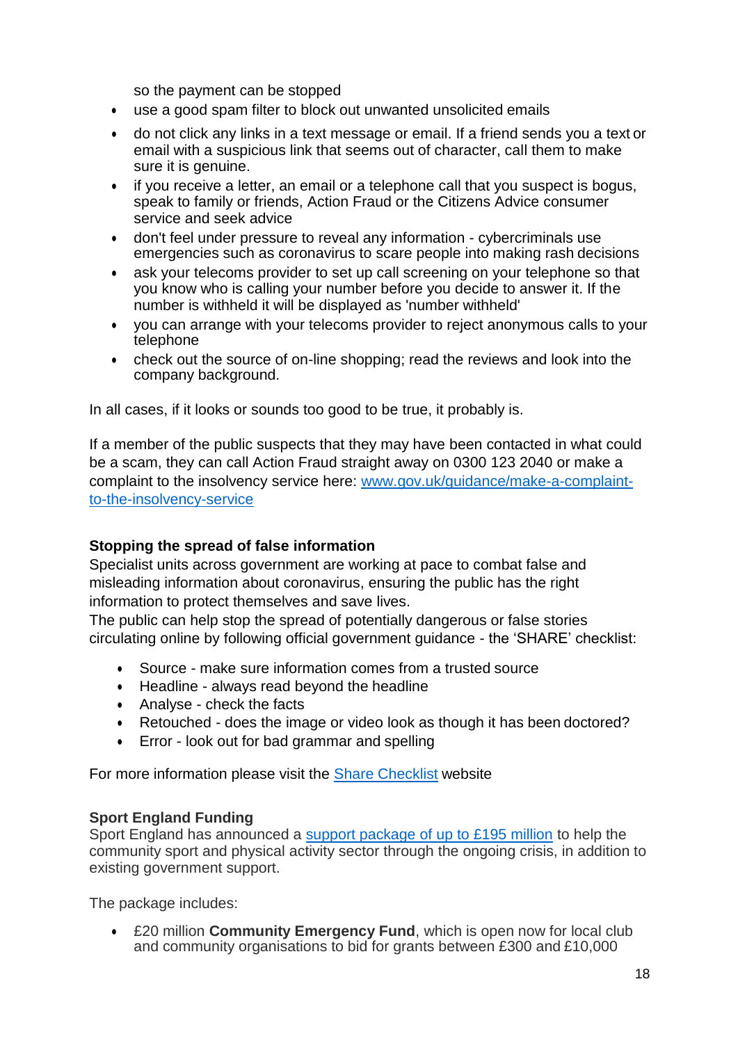so the payment can be stopped

- use a good spam filter to block out unwanted unsolicited emails
- do not click any links in a text message or email. If a friend sends you a text or email with a suspicious link that seems out of character, call them to make sure it is genuine.
- if you receive a letter, an email or a telephone call that you suspect is bogus, speak to family or friends, Action Fraud or the Citizens Advice consumer service and seek advice
- don't feel under pressure to reveal any information - cybercriminals use emergencies such as coronavirus to scare people into making rash decisions
- ask your telecoms provider to set up call screening on your telephone so that you know who is calling your number before you decide to answer it. If the number is withheld it will be displayed as 'number withheld'
- you can arrange with your telecoms provider to reject anonymous calls to your telephone
- check out the source of on-line shopping; read the reviews and look into the company background.

In all cases, if it looks or sounds too good to be true, it probably is.

If a member of the public suspects that they may have been contacted in what could be a scam, they can call Action Fraud straight away on 0300 123 2040 or make a complaint to the insolvency service here: [www.gov.uk/guidance/make-a-complaint-to-the-insolvency-service](www.gov.uk/guidance/make-a-complaint-to-the-insolvency-service)

**Stopping the spread of false information**

Specialist units across government are working at pace to combat false and misleading information about coronavirus, ensuring the public has the right information to protect themselves and save lives.

The public can help stop the spread of potentially dangerous or false stories circulating online by following official government guidance - the 'SHARE' checklist:

- Source - make sure information comes from a trusted source
- Headline - always read beyond the headline
- Analyse - check the facts
- Retouched - does the image or video look as though it has been doctored?
- Error - look out for bad grammar and spelling

For more information please visit the Share Checklist website

**Sport England Funding**

Sport England has announced a support package of up to £195 million to help the community sport and physical activity sector through the ongoing crisis, in addition to existing government support.

The package includes:

- £20 million **Community Emergency Fund**, which is open now for local club and community organisations to bid for grants between £300 and £10,000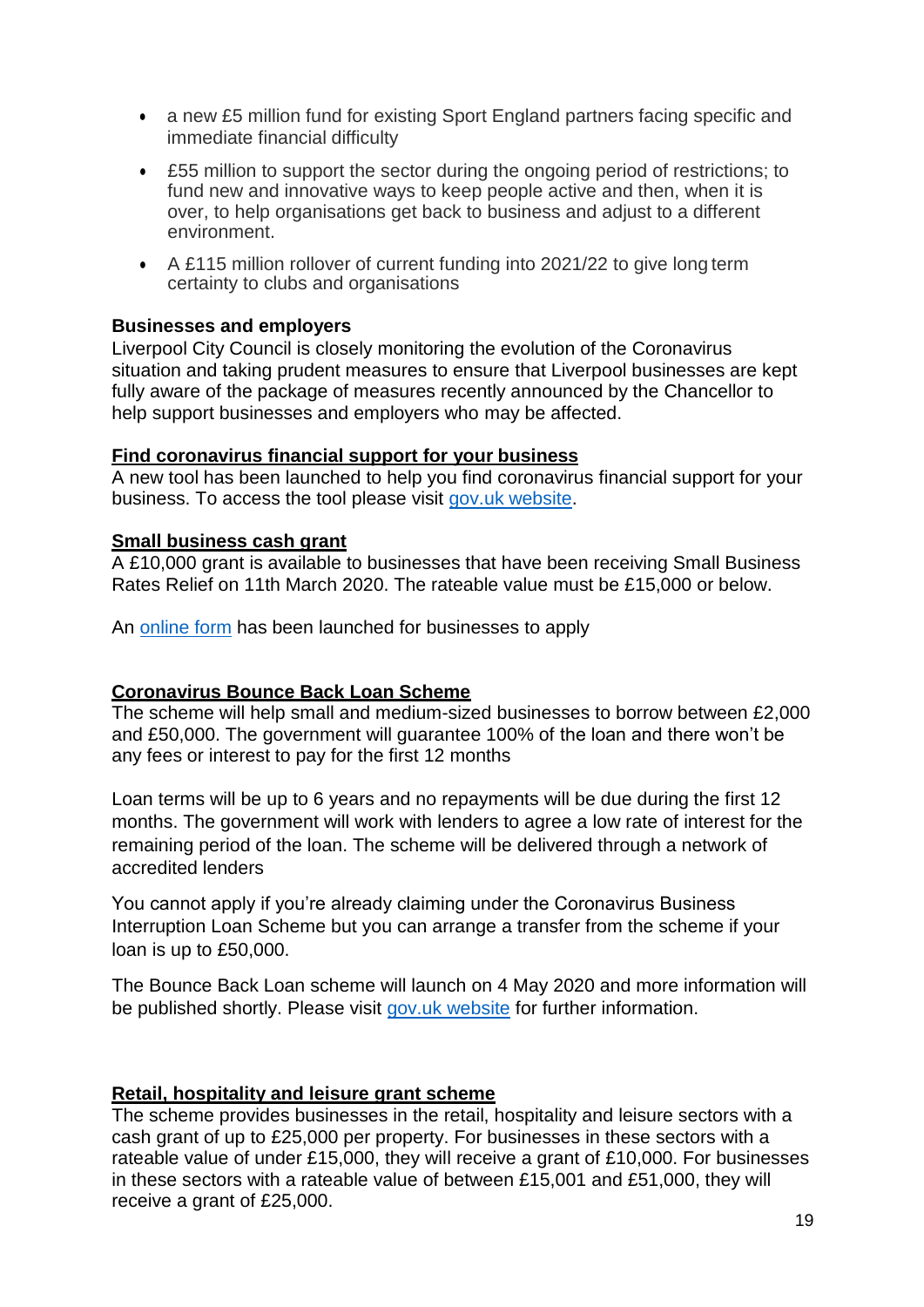- a new £5 million fund for existing Sport England partners facing specific and immediate financial difficulty
- £55 million to support the sector during the ongoing period of restrictions; to fund new and innovative ways to keep people active and then, when it is over, to help organisations get back to business and adjust to a different environment.
- A £115 million rollover of current funding into 2021/22 to give long term certainty to clubs and organisations

**Businesses and employers**

Liverpool City Council is closely monitoring the evolution of the Coronavirus situation and taking prudent measures to ensure that Liverpool businesses are kept fully aware of the package of measures recently announced by the Chancellor to help support businesses and employers who may be affected.

**Find coronavirus financial support for your business**

A new tool has been launched to help you find coronavirus financial support for your business. To access the tool please visit gov.uk website.

**Small business cash grant**

A £10,000 grant is available to businesses that have been receiving Small Business Rates Relief on 11th March 2020. The rateable value must be £15,000 or below.

An online form has been launched for businesses to apply

**Coronavirus Bounce Back Loan Scheme**

The scheme will help small and medium-sized businesses to borrow between £2,000 and £50,000. The government will guarantee 100% of the loan and there won't be any fees or interest to pay for the first 12 months

Loan terms will be up to 6 years and no repayments will be due during the first 12 months. The government will work with lenders to agree a low rate of interest for the remaining period of the loan. The scheme will be delivered through a network of accredited lenders

You cannot apply if you're already claiming under the Coronavirus Business Interruption Loan Scheme but you can arrange a transfer from the scheme if your loan is up to £50,000.

The Bounce Back Loan scheme will launch on 4 May 2020 and more information will be published shortly. Please visit gov.uk website for further information.

**Retail, hospitality and leisure grant scheme**

The scheme provides businesses in the retail, hospitality and leisure sectors with a cash grant of up to £25,000 per property. For businesses in these sectors with a rateable value of under £15,000, they will receive a grant of £10,000. For businesses in these sectors with a rateable value of between £15,001 and £51,000, they will receive a grant of £25,000.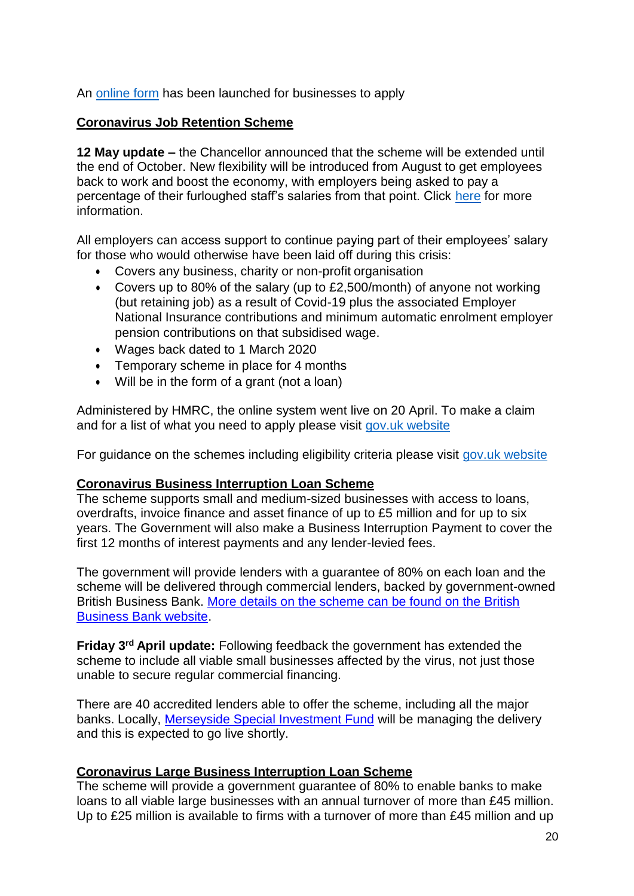An online form has been launched for businesses to apply

## Coronavirus Job Retention Scheme

**12 May update –** the Chancellor announced that the scheme will be extended until the end of October. New flexibility will be introduced from August to get employees back to work and boost the economy, with employers being asked to pay a percentage of their furloughed staff's salaries from that point. Click here for more information.

All employers can access support to continue paying part of their employees' salary for those who would otherwise have been laid off during this crisis:

- Covers any business, charity or non-profit organisation
- Covers up to 80% of the salary (up to £2,500/month) of anyone not working (but retaining job) as a result of Covid-19 plus the associated Employer National Insurance contributions and minimum automatic enrolment employer pension contributions on that subsidised wage.
- Wages back dated to 1 March 2020
- Temporary scheme in place for 4 months
- Will be in the form of a grant (not a loan)

Administered by HMRC, the online system went live on 20 April. To make a claim and for a list of what you need to apply please visit gov.uk website

For guidance on the schemes including eligibility criteria please visit gov.uk website

## Coronavirus Business Interruption Loan Scheme

The scheme supports small and medium-sized businesses with access to loans, overdrafts, invoice finance and asset finance of up to £5 million and for up to six years. The Government will also make a Business Interruption Payment to cover the first 12 months of interest payments and any lender-levied fees.

The government will provide lenders with a guarantee of 80% on each loan and the scheme will be delivered through commercial lenders, backed by government-owned British Business Bank. More details on the scheme can be found on the British Business Bank website.

**Friday 3rd April update:** Following feedback the government has extended the scheme to include all viable small businesses affected by the virus, not just those unable to secure regular commercial financing.

There are 40 accredited lenders able to offer the scheme, including all the major banks. Locally, Merseyside Special Investment Fund will be managing the delivery and this is expected to go live shortly.

## Coronavirus Large Business Interruption Loan Scheme

The scheme will provide a government guarantee of 80% to enable banks to make loans to all viable large businesses with an annual turnover of more than £45 million. Up to £25 million is available to firms with a turnover of more than £45 million and up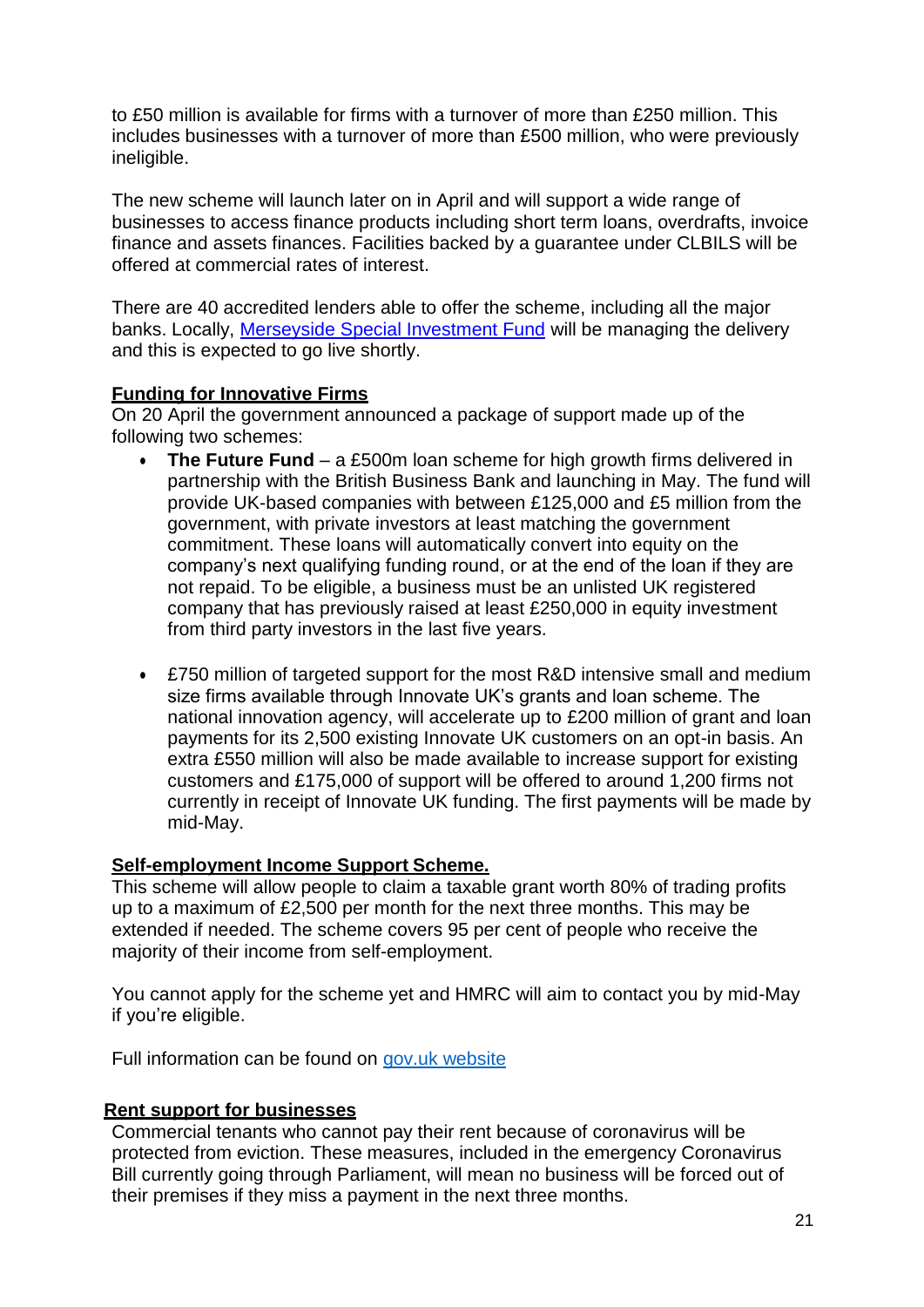to £50 million is available for firms with a turnover of more than £250 million. This includes businesses with a turnover of more than £500 million, who were previously ineligible.

The new scheme will launch later on in April and will support a wide range of businesses to access finance products including short term loans, overdrafts, invoice finance and assets finances. Facilities backed by a guarantee under CLBILS will be offered at commercial rates of interest.

There are 40 accredited lenders able to offer the scheme, including all the major banks. Locally, [Merseyside Special Investment Fund] will be managing the delivery and this is expected to go live shortly.

**Funding for Innovative Firms**

On 20 April the government announced a package of support made up of the following two schemes:

- **The Future Fund** – a £500m loan scheme for high growth firms delivered in partnership with the British Business Bank and launching in May. The fund will provide UK-based companies with between £125,000 and £5 million from the government, with private investors at least matching the government commitment. These loans will automatically convert into equity on the company's next qualifying funding round, or at the end of the loan if they are not repaid. To be eligible, a business must be an unlisted UK registered company that has previously raised at least £250,000 in equity investment from third party investors in the last five years.

- £750 million of targeted support for the most R&D intensive small and medium size firms available through Innovate UK's grants and loan scheme. The national innovation agency, will accelerate up to £200 million of grant and loan payments for its 2,500 existing Innovate UK customers on an opt-in basis. An extra £550 million will also be made available to increase support for existing customers and £175,000 of support will be offered to around 1,200 firms not currently in receipt of Innovate UK funding. The first payments will be made by mid-May.

**Self-employment Income Support Scheme.**

This scheme will allow people to claim a taxable grant worth 80% of trading profits up to a maximum of £2,500 per month for the next three months. This may be extended if needed. The scheme covers 95 per cent of people who receive the majority of their income from self-employment.

You cannot apply for the scheme yet and HMRC will aim to contact you by mid-May if you're eligible.

Full information can be found on [gov.uk website]

**Rent support for businesses**

Commercial tenants who cannot pay their rent because of coronavirus will be protected from eviction. These measures, included in the emergency Coronavirus Bill currently going through Parliament, will mean no business will be forced out of their premises if they miss a payment in the next three months.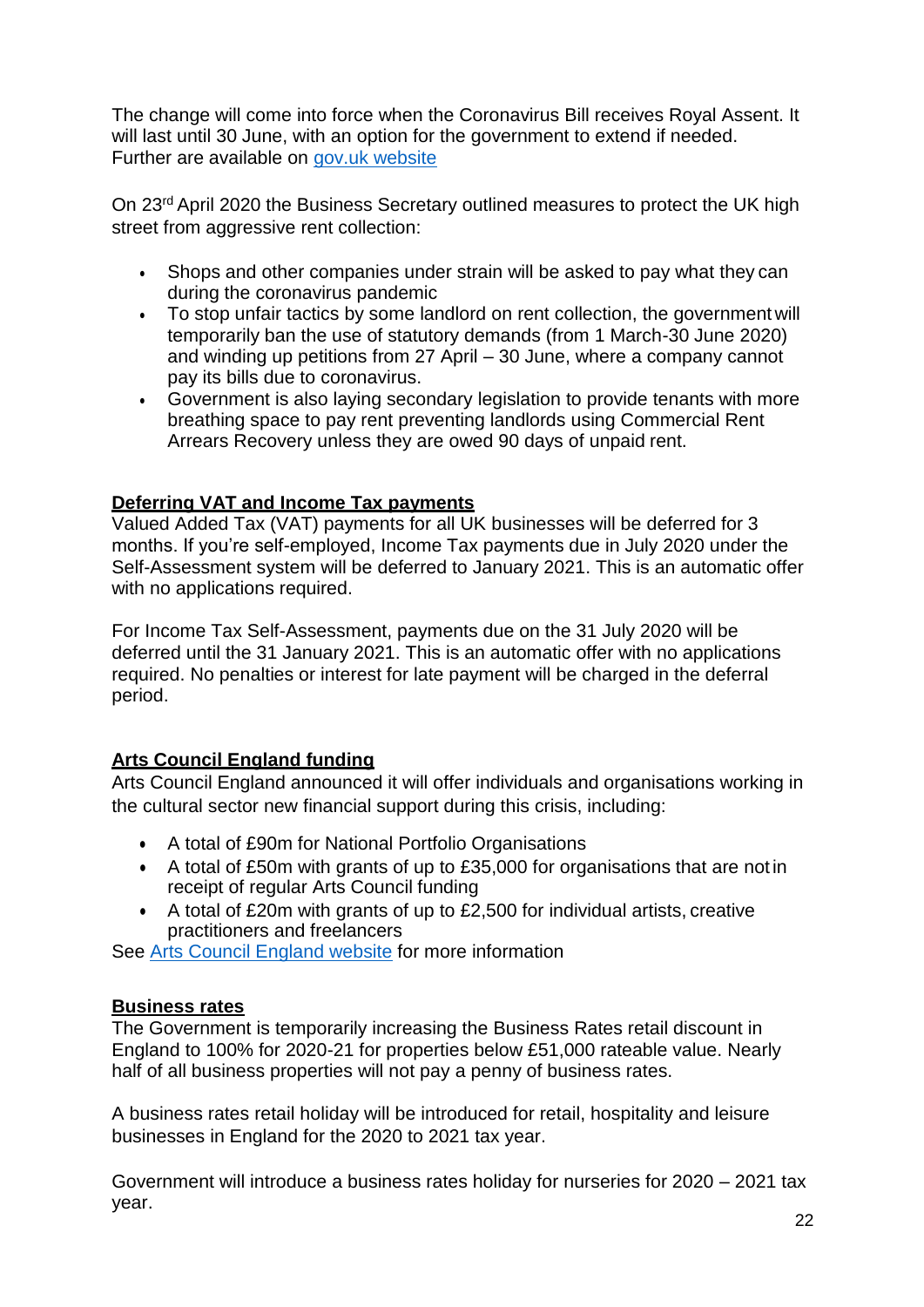The change will come into force when the Coronavirus Bill receives Royal Assent. It will last until 30 June, with an option for the government to extend if needed. Further are available on [gov.uk website](gov.uk website)

On 23rd April 2020 the Business Secretary outlined measures to protect the UK high street from aggressive rent collection:

- Shops and other companies under strain will be asked to pay what they can during the coronavirus pandemic
- To stop unfair tactics by some landlord on rent collection, the government will temporarily ban the use of statutory demands (from 1 March-30 June 2020) and winding up petitions from 27 April – 30 June, where a company cannot pay its bills due to coronavirus.
- Government is also laying secondary legislation to provide tenants with more breathing space to pay rent preventing landlords using Commercial Rent Arrears Recovery unless they are owed 90 days of unpaid rent.

## Deferring VAT and Income Tax payments

Valued Added Tax (VAT) payments for all UK businesses will be deferred for 3 months. If you're self-employed, Income Tax payments due in July 2020 under the Self-Assessment system will be deferred to January 2021. This is an automatic offer with no applications required.

For Income Tax Self-Assessment, payments due on the 31 July 2020 will be deferred until the 31 January 2021. This is an automatic offer with no applications required. No penalties or interest for late payment will be charged in the deferral period.

## Arts Council England funding

Arts Council England announced it will offer individuals and organisations working in the cultural sector new financial support during this crisis, including:

- A total of £90m for National Portfolio Organisations
- A total of £50m with grants of up to £35,000 for organisations that are not in receipt of regular Arts Council funding
- A total of £20m with grants of up to £2,500 for individual artists, creative practitioners and freelancers

See [Arts Council England website](Arts Council England website) for more information

## Business rates

The Government is temporarily increasing the Business Rates retail discount in England to 100% for 2020-21 for properties below £51,000 rateable value. Nearly half of all business properties will not pay a penny of business rates.

A business rates retail holiday will be introduced for retail, hospitality and leisure businesses in England for the 2020 to 2021 tax year.

Government will introduce a business rates holiday for nurseries for 2020 – 2021 tax year.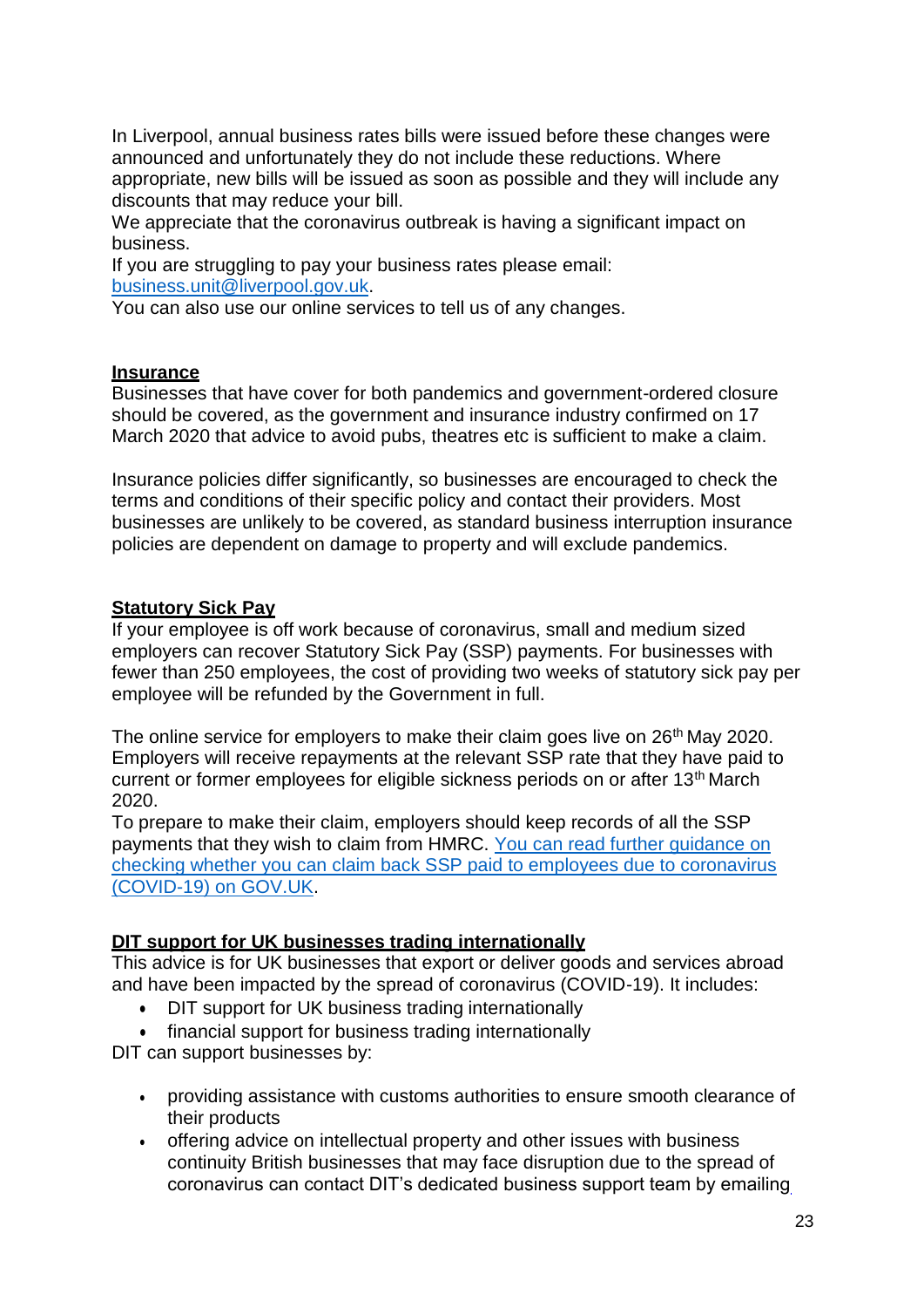In Liverpool, annual business rates bills were issued before these changes were announced and unfortunately they do not include these reductions. Where appropriate, new bills will be issued as soon as possible and they will include any discounts that may reduce your bill.

We appreciate that the coronavirus outbreak is having a significant impact on business.

If you are struggling to pay your business rates please email: business.unit@liverpool.gov.uk.

You can also use our online services to tell us of any changes.

## Insurance

Businesses that have cover for both pandemics and government-ordered closure should be covered, as the government and insurance industry confirmed on 17 March 2020 that advice to avoid pubs, theatres etc is sufficient to make a claim.

Insurance policies differ significantly, so businesses are encouraged to check the terms and conditions of their specific policy and contact their providers. Most businesses are unlikely to be covered, as standard business interruption insurance policies are dependent on damage to property and will exclude pandemics.

## Statutory Sick Pay

If your employee is off work because of coronavirus, small and medium sized employers can recover Statutory Sick Pay (SSP) payments. For businesses with fewer than 250 employees, the cost of providing two weeks of statutory sick pay per employee will be refunded by the Government in full.

The online service for employers to make their claim goes live on 26th May 2020. Employers will receive repayments at the relevant SSP rate that they have paid to current or former employees for eligible sickness periods on or after 13th March 2020.

To prepare to make their claim, employers should keep records of all the SSP payments that they wish to claim from HMRC. You can read further guidance on checking whether you can claim back SSP paid to employees due to coronavirus (COVID-19) on GOV.UK.

## DIT support for UK businesses trading internationally

This advice is for UK businesses that export or deliver goods and services abroad and have been impacted by the spread of coronavirus (COVID-19). It includes:

- DIT support for UK business trading internationally
- financial support for business trading internationally

DIT can support businesses by:

- providing assistance with customs authorities to ensure smooth clearance of their products
- offering advice on intellectual property and other issues with business continuity British businesses that may face disruption due to the spread of coronavirus can contact DIT's dedicated business support team by emailing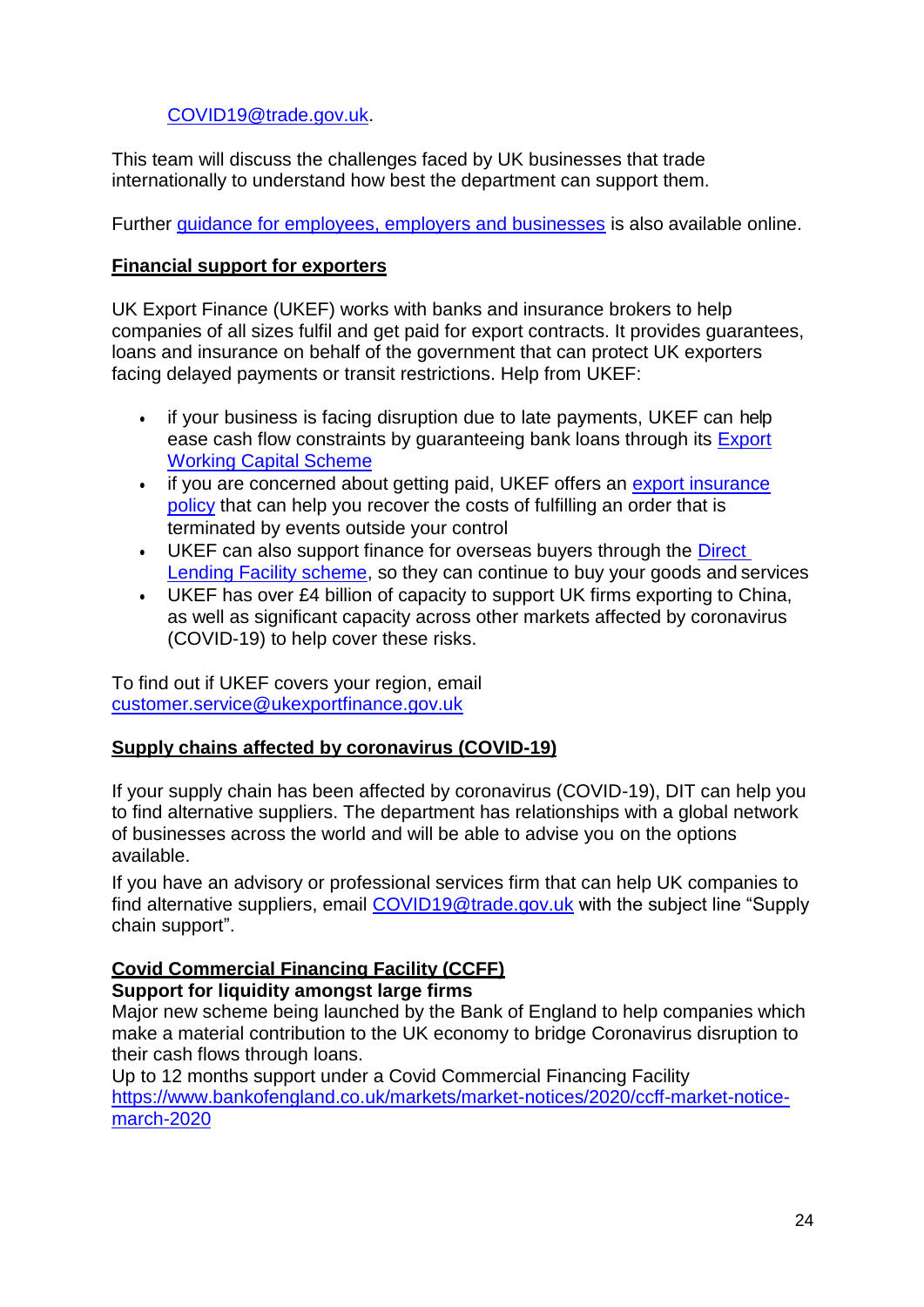COVID19@trade.gov.uk.

This team will discuss the challenges faced by UK businesses that trade internationally to understand how best the department can support them.

Further guidance for employees, employers and businesses is also available online.

**Financial support for exporters**

UK Export Finance (UKEF) works with banks and insurance brokers to help companies of all sizes fulfil and get paid for export contracts. It provides guarantees, loans and insurance on behalf of the government that can protect UK exporters facing delayed payments or transit restrictions. Help from UKEF:

- if your business is facing disruption due to late payments, UKEF can help ease cash flow constraints by guaranteeing bank loans through its Export Working Capital Scheme
- if you are concerned about getting paid, UKEF offers an export insurance policy that can help you recover the costs of fulfilling an order that is terminated by events outside your control
- UKEF can also support finance for overseas buyers through the Direct Lending Facility scheme, so they can continue to buy your goods and services
- UKEF has over £4 billion of capacity to support UK firms exporting to China, as well as significant capacity across other markets affected by coronavirus (COVID-19) to help cover these risks.

To find out if UKEF covers your region, email customer.service@ukexportfinance.gov.uk

**Supply chains affected by coronavirus (COVID-19)**

If your supply chain has been affected by coronavirus (COVID-19), DIT can help you to find alternative suppliers. The department has relationships with a global network of businesses across the world and will be able to advise you on the options available.

If you have an advisory or professional services firm that can help UK companies to find alternative suppliers, email COVID19@trade.gov.uk with the subject line "Supply chain support".

**Covid Commercial Financing Facility (CCFF)**

**Support for liquidity amongst large firms**

Major new scheme being launched by the Bank of England to help companies which make a material contribution to the UK economy to bridge Coronavirus disruption to their cash flows through loans.

Up to 12 months support under a Covid Commercial Financing Facility
https://www.bankofengland.co.uk/markets/market-notices/2020/ccff-market-notice-march-2020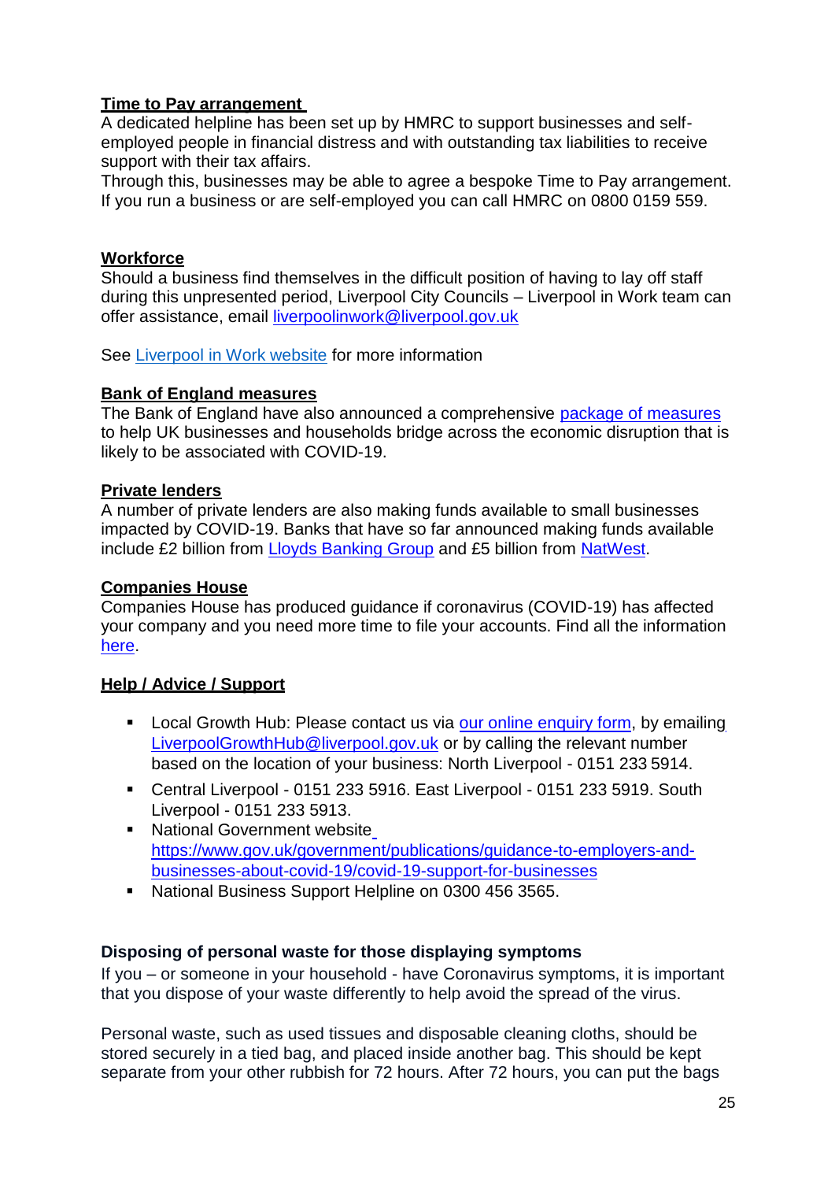**Time to Pay arrangement**

A dedicated helpline has been set up by HMRC to support businesses and self-employed people in financial distress and with outstanding tax liabilities to receive support with their tax affairs.

Through this, businesses may be able to agree a bespoke Time to Pay arrangement. If you run a business or are self-employed you can call HMRC on 0800 0159 559.

**Workforce**

Should a business find themselves in the difficult position of having to lay off staff during this unpresented period, Liverpool City Councils – Liverpool in Work team can offer assistance, email liverpoolinwork@liverpool.gov.uk

See Liverpool in Work website for more information

**Bank of England measures**

The Bank of England have also announced a comprehensive package of measures to help UK businesses and households bridge across the economic disruption that is likely to be associated with COVID-19.

**Private lenders**

A number of private lenders are also making funds available to small businesses impacted by COVID-19. Banks that have so far announced making funds available include £2 billion from Lloyds Banking Group and £5 billion from NatWest.

**Companies House**

Companies House has produced guidance if coronavirus (COVID-19) has affected your company and you need more time to file your accounts. Find all the information here.

**Help / Advice / Support**

- Local Growth Hub: Please contact us via our online enquiry form, by emailing LiverpoolGrowthHub@liverpool.gov.uk or by calling the relevant number based on the location of your business: North Liverpool - 0151 233 5914.
- Central Liverpool - 0151 233 5916. East Liverpool - 0151 233 5919. South Liverpool - 0151 233 5913.
- National Government website https://www.gov.uk/government/publications/guidance-to-employers-and-businesses-about-covid-19/covid-19-support-for-businesses
- National Business Support Helpline on 0300 456 3565.

**Disposing of personal waste for those displaying symptoms**

If you – or someone in your household - have Coronavirus symptoms, it is important that you dispose of your waste differently to help avoid the spread of the virus.

Personal waste, such as used tissues and disposable cleaning cloths, should be stored securely in a tied bag, and placed inside another bag. This should be kept separate from your other rubbish for 72 hours. After 72 hours, you can put the bags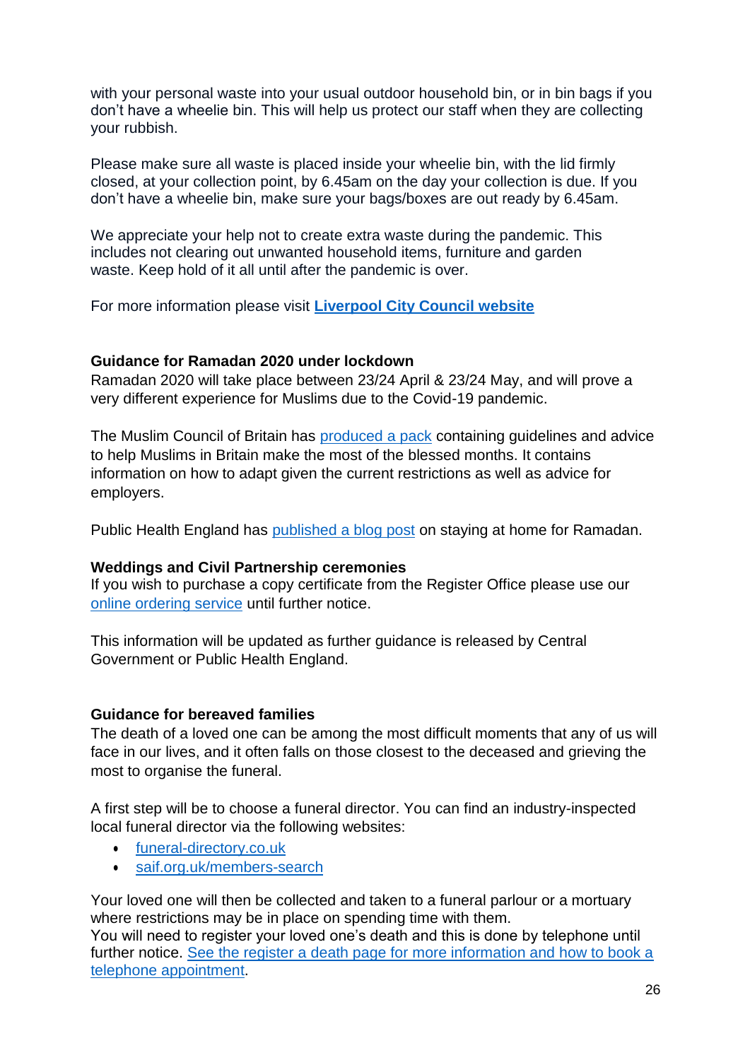with your personal waste into your usual outdoor household bin, or in bin bags if you don't have a wheelie bin. This will help us protect our staff when they are collecting your rubbish.

Please make sure all waste is placed inside your wheelie bin, with the lid firmly closed, at your collection point, by 6.45am on the day your collection is due. If you don't have a wheelie bin, make sure your bags/boxes are out ready by 6.45am.

We appreciate your help not to create extra waste during the pandemic. This includes not clearing out unwanted household items, furniture and garden waste. Keep hold of it all until after the pandemic is over.

For more information please visit **Liverpool City Council website**

**Guidance for Ramadan 2020 under lockdown**

Ramadan 2020 will take place between 23/24 April & 23/24 May, and will prove a very different experience for Muslims due to the Covid-19 pandemic.

The Muslim Council of Britain has produced a pack containing guidelines and advice to help Muslims in Britain make the most of the blessed months. It contains information on how to adapt given the current restrictions as well as advice for employers.

Public Health England has published a blog post on staying at home for Ramadan.

**Weddings and Civil Partnership ceremonies**

If you wish to purchase a copy certificate from the Register Office please use our online ordering service until further notice.

This information will be updated as further guidance is released by Central Government or Public Health England.

**Guidance for bereaved families**

The death of a loved one can be among the most difficult moments that any of us will face in our lives, and it often falls on those closest to the deceased and grieving the most to organise the funeral.

A first step will be to choose a funeral director. You can find an industry-inspected local funeral director via the following websites:

- funeral-directory.co.uk
- saif.org.uk/members-search

Your loved one will then be collected and taken to a funeral parlour or a mortuary where restrictions may be in place on spending time with them.
You will need to register your loved one's death and this is done by telephone until further notice. See the register a death page for more information and how to book a telephone appointment.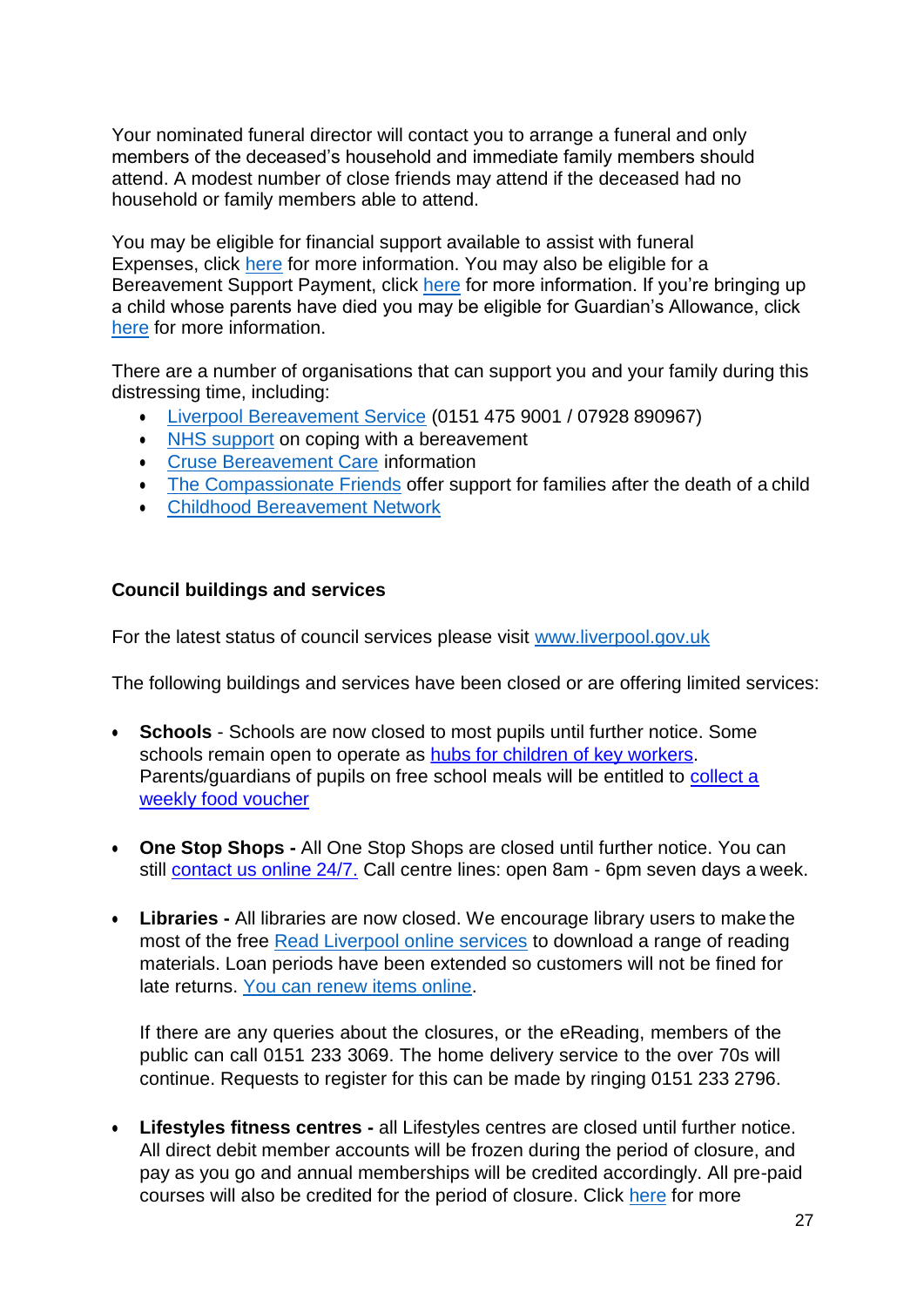Your nominated funeral director will contact you to arrange a funeral and only members of the deceased's household and immediate family members should attend. A modest number of close friends may attend if the deceased had no household or family members able to attend.

You may be eligible for financial support available to assist with funeral Expenses, click here for more information. You may also be eligible for a Bereavement Support Payment, click here for more information. If you're bringing up a child whose parents have died you may be eligible for Guardian's Allowance, click here for more information.

There are a number of organisations that can support you and your family during this distressing time, including:

- Liverpool Bereavement Service (0151 475 9001 / 07928 890967)
- NHS support on coping with a bereavement
- Cruse Bereavement Care information
- The Compassionate Friends offer support for families after the death of a child
- Childhood Bereavement Network

### Council buildings and services

For the latest status of council services please visit www.liverpool.gov.uk

The following buildings and services have been closed or are offering limited services:

- **Schools** - Schools are now closed to most pupils until further notice. Some schools remain open to operate as hubs for children of key workers. Parents/guardians of pupils on free school meals will be entitled to collect a weekly food voucher

- **One Stop Shops -** All One Stop Shops are closed until further notice. You can still contact us online 24/7. Call centre lines: open 8am - 6pm seven days a week.

- **Libraries -** All libraries are now closed. We encourage library users to make the most of the free Read Liverpool online services to download a range of reading materials. Loan periods have been extended so customers will not be fined for late returns. You can renew items online.

  If there are any queries about the closures, or the eReading, members of the public can call 0151 233 3069. The home delivery service to the over 70s will continue. Requests to register for this can be made by ringing 0151 233 2796.

- **Lifestyles fitness centres -** all Lifestyles centres are closed until further notice. All direct debit member accounts will be frozen during the period of closure, and pay as you go and annual memberships will be credited accordingly. All pre-paid courses will also be credited for the period of closure. Click here for more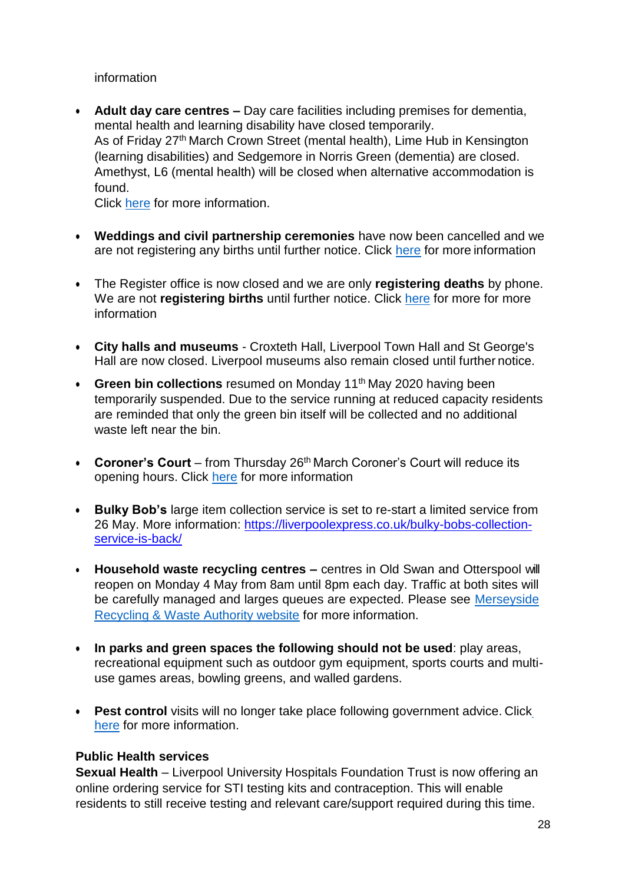information

- **Adult day care centres –** Day care facilities including premises for dementia, mental health and learning disability have closed temporarily.
  As of Friday 27th March Crown Street (mental health), Lime Hub in Kensington (learning disabilities) and Sedgemore in Norris Green (dementia) are closed. Amethyst, L6 (mental health) will be closed when alternative accommodation is found.
  Click here for more information.

- **Weddings and civil partnership ceremonies** have now been cancelled and we are not registering any births until further notice. Click here for more information

- The Register office is now closed and we are only **registering deaths** by phone. We are not **registering births** until further notice. Click here for more for more information

- **City halls and museums** - Croxteth Hall, Liverpool Town Hall and St George's Hall are now closed. Liverpool museums also remain closed until further notice.

- **Green bin collections** resumed on Monday 11th May 2020 having been temporarily suspended. Due to the service running at reduced capacity residents are reminded that only the green bin itself will be collected and no additional waste left near the bin.

- **Coroner's Court** – from Thursday 26th March Coroner's Court will reduce its opening hours. Click here for more information

- **Bulky Bob's** large item collection service is set to re-start a limited service from 26 May. More information: https://liverpoolexpress.co.uk/bulky-bobs-collection-service-is-back/

- **Household waste recycling centres –** centres in Old Swan and Otterspool will reopen on Monday 4 May from 8am until 8pm each day. Traffic at both sites will be carefully managed and larges queues are expected. Please see Merseyside Recycling & Waste Authority website for more information.

- **In parks and green spaces the following should not be used**: play areas, recreational equipment such as outdoor gym equipment, sports courts and multi-use games areas, bowling greens, and walled gardens.

- **Pest control** visits will no longer take place following government advice. Click here for more information.

**Public Health services**

**Sexual Health** – Liverpool University Hospitals Foundation Trust is now offering an online ordering service for STI testing kits and contraception. This will enable residents to still receive testing and relevant care/support required during this time.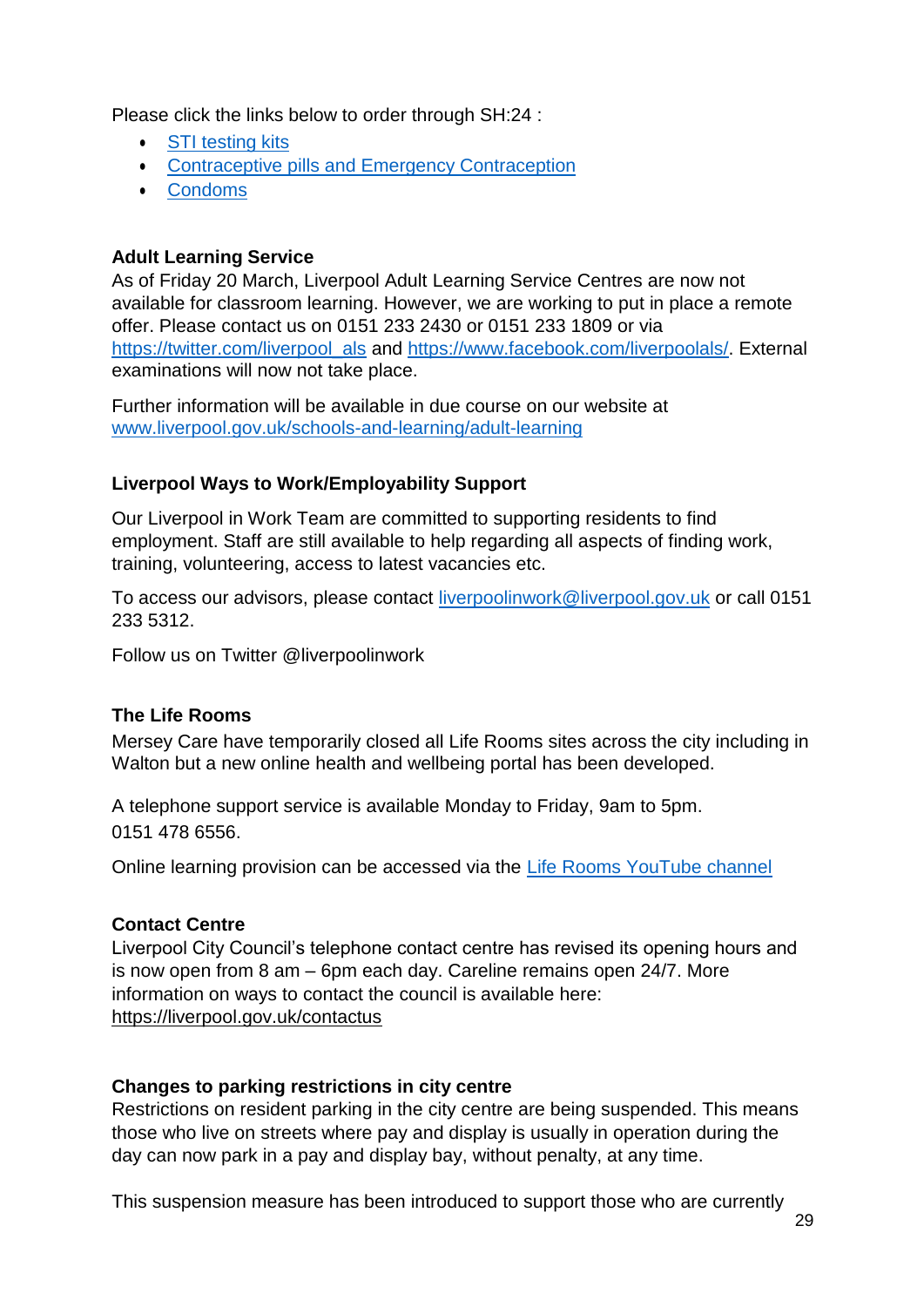Please click the links below to order through SH:24 :

- STI testing kits
- Contraceptive pills and Emergency Contraception
- Condoms

**Adult Learning Service**

As of Friday 20 March, Liverpool Adult Learning Service Centres are now not available for classroom learning. However, we are working to put in place a remote offer. Please contact us on 0151 233 2430 or 0151 233 1809 or via https://twitter.com/liverpool_als and https://www.facebook.com/liverpoolals/. External examinations will now not take place.

Further information will be available in due course on our website at www.liverpool.gov.uk/schools-and-learning/adult-learning

**Liverpool Ways to Work/Employability Support**

Our Liverpool in Work Team are committed to supporting residents to find employment. Staff are still available to help regarding all aspects of finding work, training, volunteering, access to latest vacancies etc.

To access our advisors, please contact liverpoolinwork@liverpool.gov.uk or call 0151 233 5312.

Follow us on Twitter @liverpoolinwork

**The Life Rooms**

Mersey Care have temporarily closed all Life Rooms sites across the city including in Walton but a new online health and wellbeing portal has been developed.

A telephone support service is available Monday to Friday, 9am to 5pm.
0151 478 6556.

Online learning provision can be accessed via the Life Rooms YouTube channel

**Contact Centre**

Liverpool City Council's telephone contact centre has revised its opening hours and is now open from 8 am – 6pm each day. Careline remains open 24/7. More information on ways to contact the council is available here:
https://liverpool.gov.uk/contactus

**Changes to parking restrictions in city centre**

Restrictions on resident parking in the city centre are being suspended. This means those who live on streets where pay and display is usually in operation during the day can now park in a pay and display bay, without penalty, at any time.

This suspension measure has been introduced to support those who are currently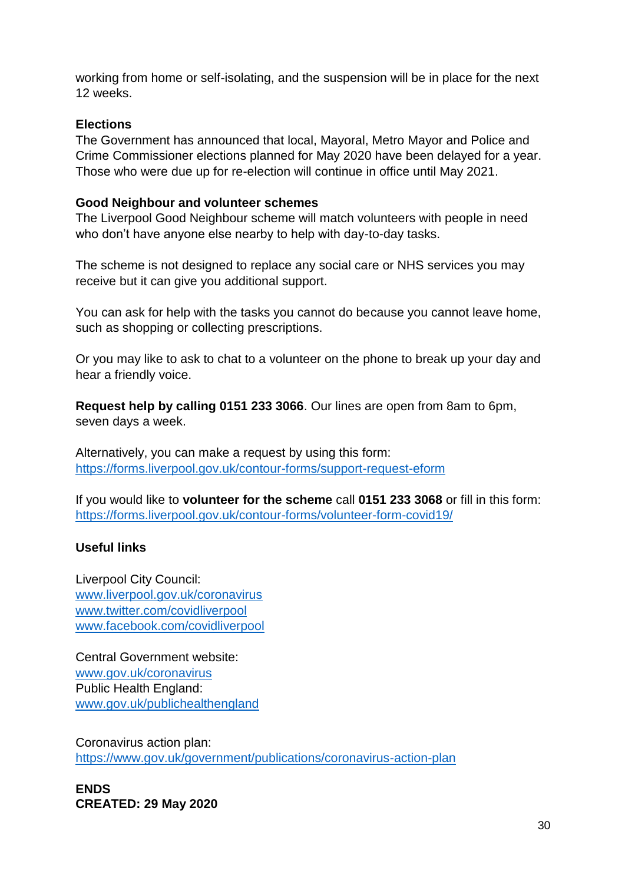working from home or self-isolating, and the suspension will be in place for the next 12 weeks.

**Elections**

The Government has announced that local, Mayoral, Metro Mayor and Police and Crime Commissioner elections planned for May 2020 have been delayed for a year. Those who were due up for re-election will continue in office until May 2021.

**Good Neighbour and volunteer schemes**

The Liverpool Good Neighbour scheme will match volunteers with people in need who don't have anyone else nearby to help with day-to-day tasks.

The scheme is not designed to replace any social care or NHS services you may receive but it can give you additional support.

You can ask for help with the tasks you cannot do because you cannot leave home, such as shopping or collecting prescriptions.

Or you may like to ask to chat to a volunteer on the phone to break up your day and hear a friendly voice.

**Request help by calling 0151 233 3066**. Our lines are open from 8am to 6pm, seven days a week.

Alternatively, you can make a request by using this form:
[https://forms.liverpool.gov.uk/contour-forms/support-request-eform](https://forms.liverpool.gov.uk/contour-forms/support-request-eform)

If you would like to **volunteer for the scheme** call **0151 233 3068** or fill in this form:
[https://forms.liverpool.gov.uk/contour-forms/volunteer-form-covid19/](https://forms.liverpool.gov.uk/contour-forms/volunteer-form-covid19/)

**Useful links**

Liverpool City Council:
[www.liverpool.gov.uk/coronavirus](http://www.liverpool.gov.uk/coronavirus)
[www.twitter.com/covidliverpool](http://www.twitter.com/covidliverpool)
[www.facebook.com/covidliverpool](http://www.facebook.com/covidliverpool)

Central Government website:
[www.gov.uk/coronavirus](http://www.gov.uk/coronavirus)
Public Health England:
[www.gov.uk/publichealthengland](http://www.gov.uk/publichealthengland)

Coronavirus action plan:
[https://www.gov.uk/government/publications/coronavirus-action-plan](https://www.gov.uk/government/publications/coronavirus-action-plan)

**ENDS**
**CREATED: 29 May 2020**